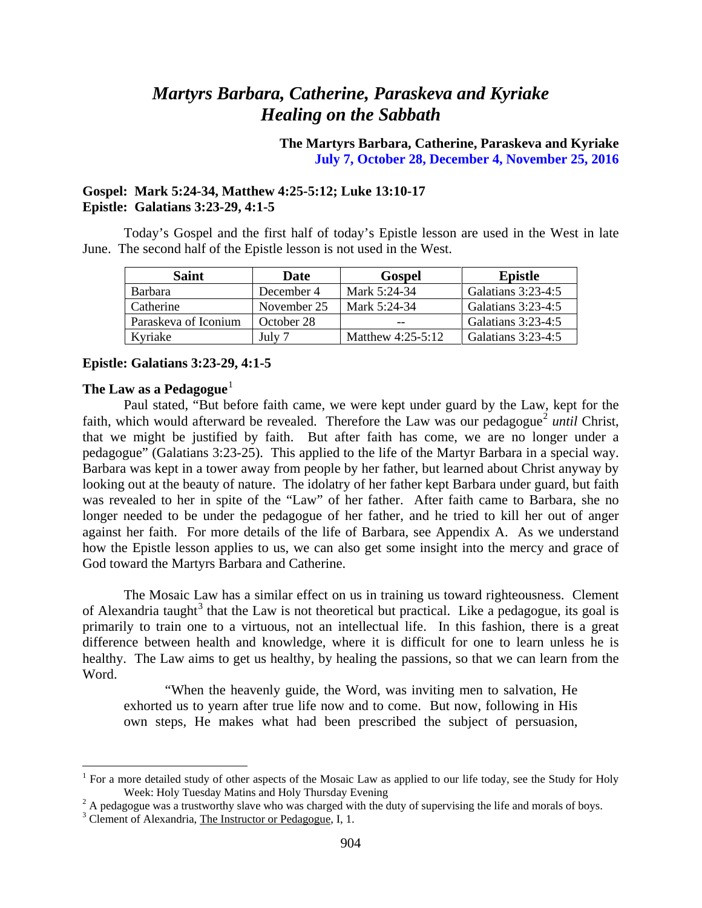# *Martyrs Barbara, Catherine, Paraskeva and Kyriake*
# *Healing on the Sabbath*

**The Martyrs Barbara, Catherine, Paraskeva and Kyriake**
**July 7, October 28, December 4, November 25, 2016**

**Gospel: Mark 5:24-34, Matthew 4:25-5:12; Luke 13:10-17**
**Epistle: Galatians 3:23-29, 4:1-5**

Today's Gospel and the first half of today's Epistle lesson are used in the West in late June. The second half of the Epistle lesson is not used in the West.

| Saint | Date | Gospel | Epistle |
|---|---|---|---|
| Barbara | December 4 | Mark 5:24-34 | Galatians 3:23-4:5 |
| Catherine | November 25 | Mark 5:24-34 | Galatians 3:23-4:5 |
| Paraskeva of Iconium | October 28 | -- | Galatians 3:23-4:5 |
| Kyriake | July 7 | Matthew 4:25-5:12 | Galatians 3:23-4:5 |

**Epistle: Galatians 3:23-29, 4:1-5**

**The Law as a Pedagogue**[1]

Paul stated, "But before faith came, we were kept under guard by the Law, kept for the faith, which would afterward be revealed. Therefore the Law was our pedagogue[2] *until* Christ, that we might be justified by faith. But after faith has come, we are no longer under a pedagogue" (Galatians 3:23-25). This applied to the life of the Martyr Barbara in a special way. Barbara was kept in a tower away from people by her father, but learned about Christ anyway by looking out at the beauty of nature. The idolatry of her father kept Barbara under guard, but faith was revealed to her in spite of the "Law" of her father. After faith came to Barbara, she no longer needed to be under the pedagogue of her father, and he tried to kill her out of anger against her faith. For more details of the life of Barbara, see Appendix A. As we understand how the Epistle lesson applies to us, we can also get some insight into the mercy and grace of God toward the Martyrs Barbara and Catherine.

The Mosaic Law has a similar effect on us in training us toward righteousness. Clement of Alexandria taught[3] that the Law is not theoretical but practical. Like a pedagogue, its goal is primarily to train one to a virtuous, not an intellectual life. In this fashion, there is a great difference between health and knowledge, where it is difficult for one to learn unless he is healthy. The Law aims to get us healthy, by healing the passions, so that we can learn from the Word.

> "When the heavenly guide, the Word, was inviting men to salvation, He exhorted us to yearn after true life now and to come. But now, following in His own steps, He makes what had been prescribed the subject of persuasion,

---

[1] For a more detailed study of other aspects of the Mosaic Law as applied to our life today, see the Study for Holy Week: Holy Tuesday Matins and Holy Thursday Evening

[2] A pedagogue was a trustworthy slave who was charged with the duty of supervising the life and morals of boys.

[3] Clement of Alexandria, The Instructor or Pedagogue, I, 1.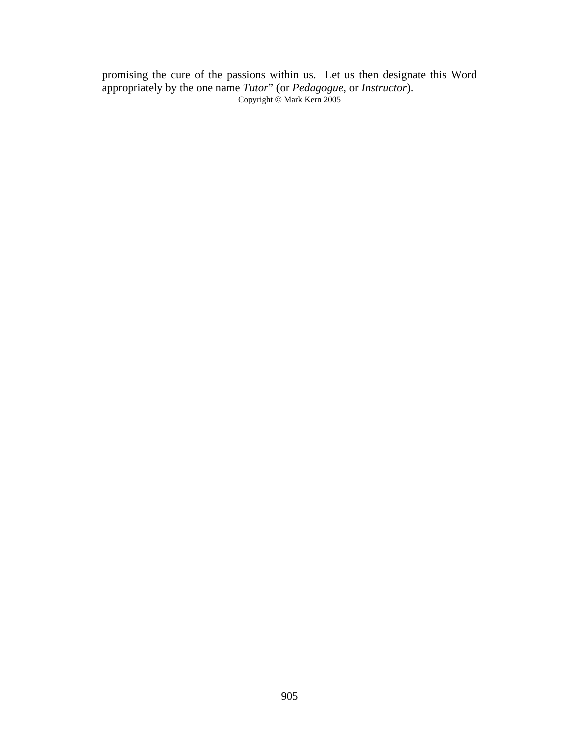promising the cure of the passions within us. Let us then designate this Word appropriately by the one name *Tutor*" (or *Pedagogue*, or *Instructor*).

Copyright © Mark Kern 2005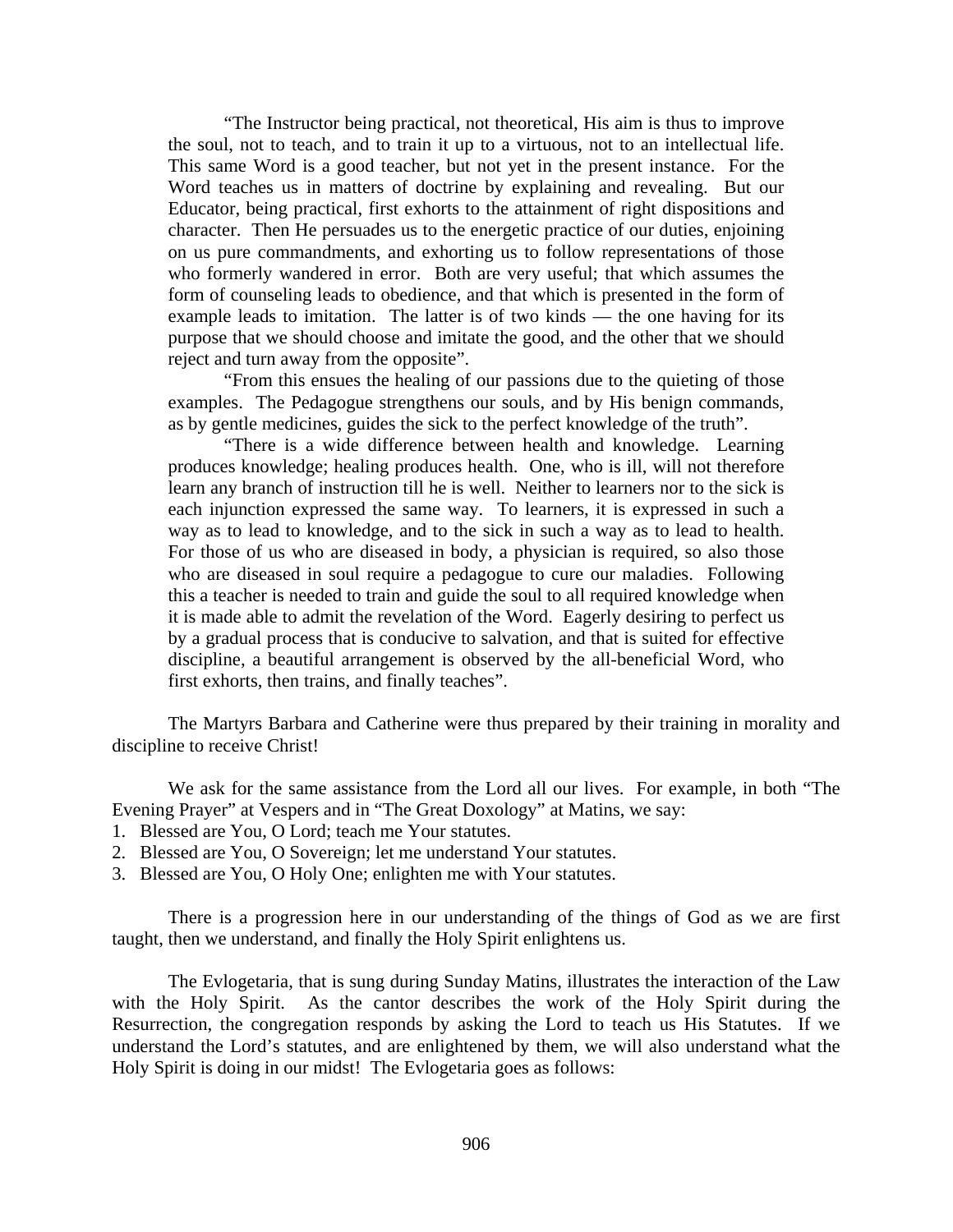> "The Instructor being practical, not theoretical, His aim is thus to improve the soul, not to teach, and to train it up to a virtuous, not to an intellectual life. This same Word is a good teacher, but not yet in the present instance. For the Word teaches us in matters of doctrine by explaining and revealing. But our Educator, being practical, first exhorts to the attainment of right dispositions and character. Then He persuades us to the energetic practice of our duties, enjoining on us pure commandments, and exhorting us to follow representations of those who formerly wandered in error. Both are very useful; that which assumes the form of counseling leads to obedience, and that which is presented in the form of example leads to imitation. The latter is of two kinds — the one having for its purpose that we should choose and imitate the good, and the other that we should reject and turn away from the opposite".
>
> "From this ensues the healing of our passions due to the quieting of those examples. The Pedagogue strengthens our souls, and by His benign commands, as by gentle medicines, guides the sick to the perfect knowledge of the truth".
>
> "There is a wide difference between health and knowledge. Learning produces knowledge; healing produces health. One, who is ill, will not therefore learn any branch of instruction till he is well. Neither to learners nor to the sick is each injunction expressed the same way. To learners, it is expressed in such a way as to lead to knowledge, and to the sick in such a way as to lead to health. For those of us who are diseased in body, a physician is required, so also those who are diseased in soul require a pedagogue to cure our maladies. Following this a teacher is needed to train and guide the soul to all required knowledge when it is made able to admit the revelation of the Word. Eagerly desiring to perfect us by a gradual process that is conducive to salvation, and that is suited for effective discipline, a beautiful arrangement is observed by the all-beneficial Word, who first exhorts, then trains, and finally teaches".

The Martyrs Barbara and Catherine were thus prepared by their training in morality and discipline to receive Christ!

We ask for the same assistance from the Lord all our lives. For example, in both "The Evening Prayer" at Vespers and in "The Great Doxology" at Matins, we say:

1. Blessed are You, O Lord; teach me Your statutes.
2. Blessed are You, O Sovereign; let me understand Your statutes.
3. Blessed are You, O Holy One; enlighten me with Your statutes.

There is a progression here in our understanding of the things of God as we are first taught, then we understand, and finally the Holy Spirit enlightens us.

The Evlogetaria, that is sung during Sunday Matins, illustrates the interaction of the Law with the Holy Spirit. As the cantor describes the work of the Holy Spirit during the Resurrection, the congregation responds by asking the Lord to teach us His Statutes. If we understand the Lord's statutes, and are enlightened by them, we will also understand what the Holy Spirit is doing in our midst! The Evlogetaria goes as follows: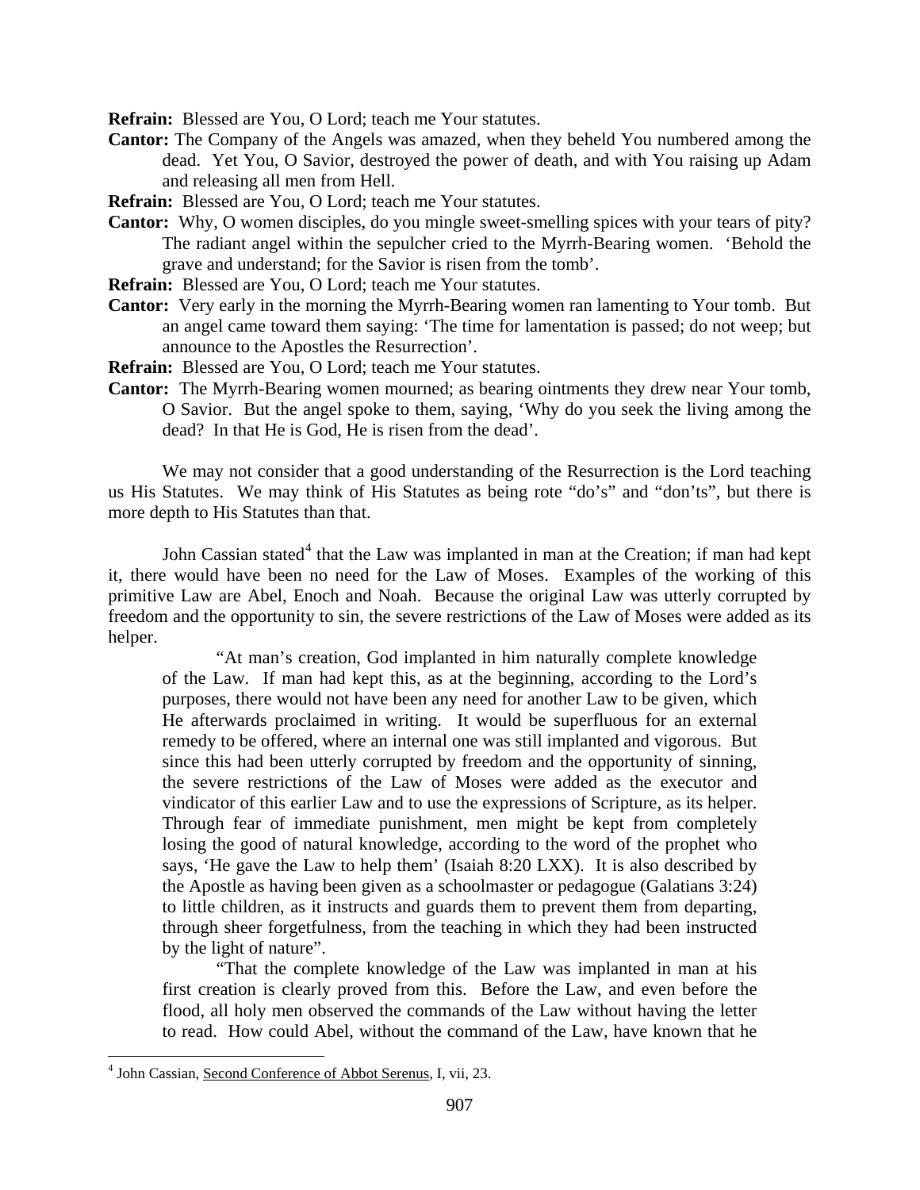**Refrain:** Blessed are You, O Lord; teach me Your statutes.

**Cantor:** The Company of the Angels was amazed, when they beheld You numbered among the dead. Yet You, O Savior, destroyed the power of death, and with You raising up Adam and releasing all men from Hell.

**Refrain:** Blessed are You, O Lord; teach me Your statutes.

**Cantor:** Why, O women disciples, do you mingle sweet-smelling spices with your tears of pity? The radiant angel within the sepulcher cried to the Myrrh-Bearing women. 'Behold the grave and understand; for the Savior is risen from the tomb'.

**Refrain:** Blessed are You, O Lord; teach me Your statutes.

**Cantor:** Very early in the morning the Myrrh-Bearing women ran lamenting to Your tomb. But an angel came toward them saying: 'The time for lamentation is passed; do not weep; but announce to the Apostles the Resurrection'.

**Refrain:** Blessed are You, O Lord; teach me Your statutes.

**Cantor:** The Myrrh-Bearing women mourned; as bearing ointments they drew near Your tomb, O Savior. But the angel spoke to them, saying, 'Why do you seek the living among the dead? In that He is God, He is risen from the dead'.

We may not consider that a good understanding of the Resurrection is the Lord teaching us His Statutes. We may think of His Statutes as being rote "do's" and "don'ts", but there is more depth to His Statutes than that.

John Cassian stated[4] that the Law was implanted in man at the Creation; if man had kept it, there would have been no need for the Law of Moses. Examples of the working of this primitive Law are Abel, Enoch and Noah. Because the original Law was utterly corrupted by freedom and the opportunity to sin, the severe restrictions of the Law of Moses were added as its helper.

> "At man's creation, God implanted in him naturally complete knowledge of the Law. If man had kept this, as at the beginning, according to the Lord's purposes, there would not have been any need for another Law to be given, which He afterwards proclaimed in writing. It would be superfluous for an external remedy to be offered, where an internal one was still implanted and vigorous. But since this had been utterly corrupted by freedom and the opportunity of sinning, the severe restrictions of the Law of Moses were added as the executor and vindicator of this earlier Law and to use the expressions of Scripture, as its helper. Through fear of immediate punishment, men might be kept from completely losing the good of natural knowledge, according to the word of the prophet who says, 'He gave the Law to help them' (Isaiah 8:20 LXX). It is also described by the Apostle as having been given as a schoolmaster or pedagogue (Galatians 3:24) to little children, as it instructs and guards them to prevent them from departing, through sheer forgetfulness, from the teaching in which they had been instructed by the light of nature".
>
> "That the complete knowledge of the Law was implanted in man at his first creation is clearly proved from this. Before the Law, and even before the flood, all holy men observed the commands of the Law without having the letter to read. How could Abel, without the command of the Law, have known that he

[4] John Cassian, Second Conference of Abbot Serenus, I, vii, 23.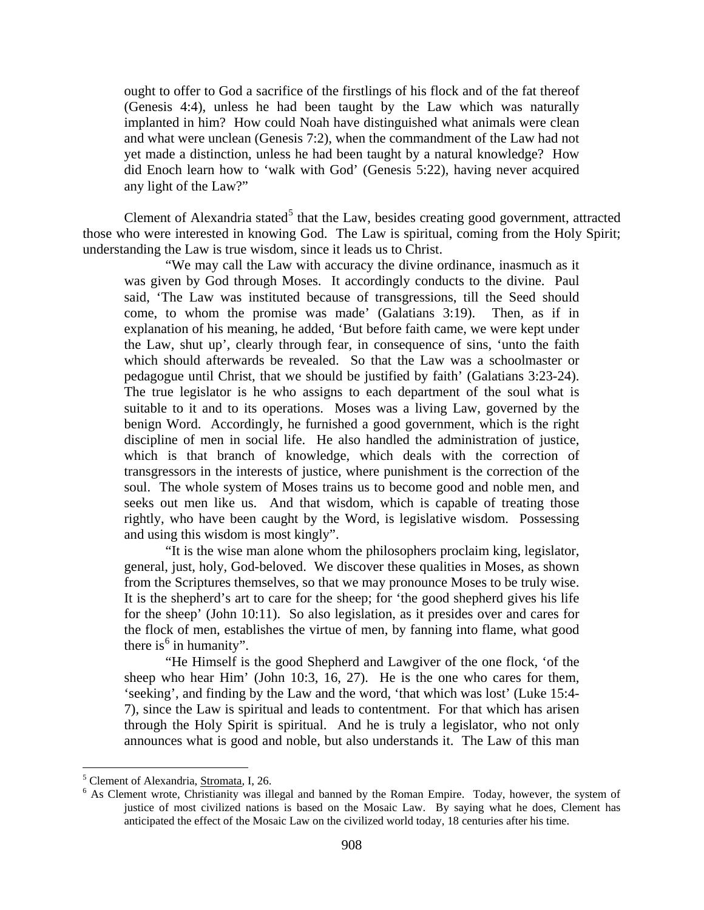ought to offer to God a sacrifice of the firstlings of his flock and of the fat thereof (Genesis 4:4), unless he had been taught by the Law which was naturally implanted in him? How could Noah have distinguished what animals were clean and what were unclean (Genesis 7:2), when the commandment of the Law had not yet made a distinction, unless he had been taught by a natural knowledge? How did Enoch learn how to 'walk with God' (Genesis 5:22), having never acquired any light of the Law?"

Clement of Alexandria stated[5] that the Law, besides creating good government, attracted those who were interested in knowing God. The Law is spiritual, coming from the Holy Spirit; understanding the Law is true wisdom, since it leads us to Christ.

> "We may call the Law with accuracy the divine ordinance, inasmuch as it was given by God through Moses. It accordingly conducts to the divine. Paul said, 'The Law was instituted because of transgressions, till the Seed should come, to whom the promise was made' (Galatians 3:19). Then, as if in explanation of his meaning, he added, 'But before faith came, we were kept under the Law, shut up', clearly through fear, in consequence of sins, 'unto the faith which should afterwards be revealed. So that the Law was a schoolmaster or pedagogue until Christ, that we should be justified by faith' (Galatians 3:23-24). The true legislator is he who assigns to each department of the soul what is suitable to it and to its operations. Moses was a living Law, governed by the benign Word. Accordingly, he furnished a good government, which is the right discipline of men in social life. He also handled the administration of justice, which is that branch of knowledge, which deals with the correction of transgressors in the interests of justice, where punishment is the correction of the soul. The whole system of Moses trains us to become good and noble men, and seeks out men like us. And that wisdom, which is capable of treating those rightly, who have been caught by the Word, is legislative wisdom. Possessing and using this wisdom is most kingly".
>
> "It is the wise man alone whom the philosophers proclaim king, legislator, general, just, holy, God-beloved. We discover these qualities in Moses, as shown from the Scriptures themselves, so that we may pronounce Moses to be truly wise. It is the shepherd's art to care for the sheep; for 'the good shepherd gives his life for the sheep' (John 10:11). So also legislation, as it presides over and cares for the flock of men, establishes the virtue of men, by fanning into flame, what good there is[6] in humanity".
>
> "He Himself is the good Shepherd and Lawgiver of the one flock, 'of the sheep who hear Him' (John 10:3, 16, 27). He is the one who cares for them, 'seeking', and finding by the Law and the word, 'that which was lost' (Luke 15:4-7), since the Law is spiritual and leads to contentment. For that which has arisen through the Holy Spirit is spiritual. And he is truly a legislator, who not only announces what is good and noble, but also understands it. The Law of this man

---

[5] Clement of Alexandria, Stromata, I, 26.

[6] As Clement wrote, Christianity was illegal and banned by the Roman Empire. Today, however, the system of justice of most civilized nations is based on the Mosaic Law. By saying what he does, Clement has anticipated the effect of the Mosaic Law on the civilized world today, 18 centuries after his time.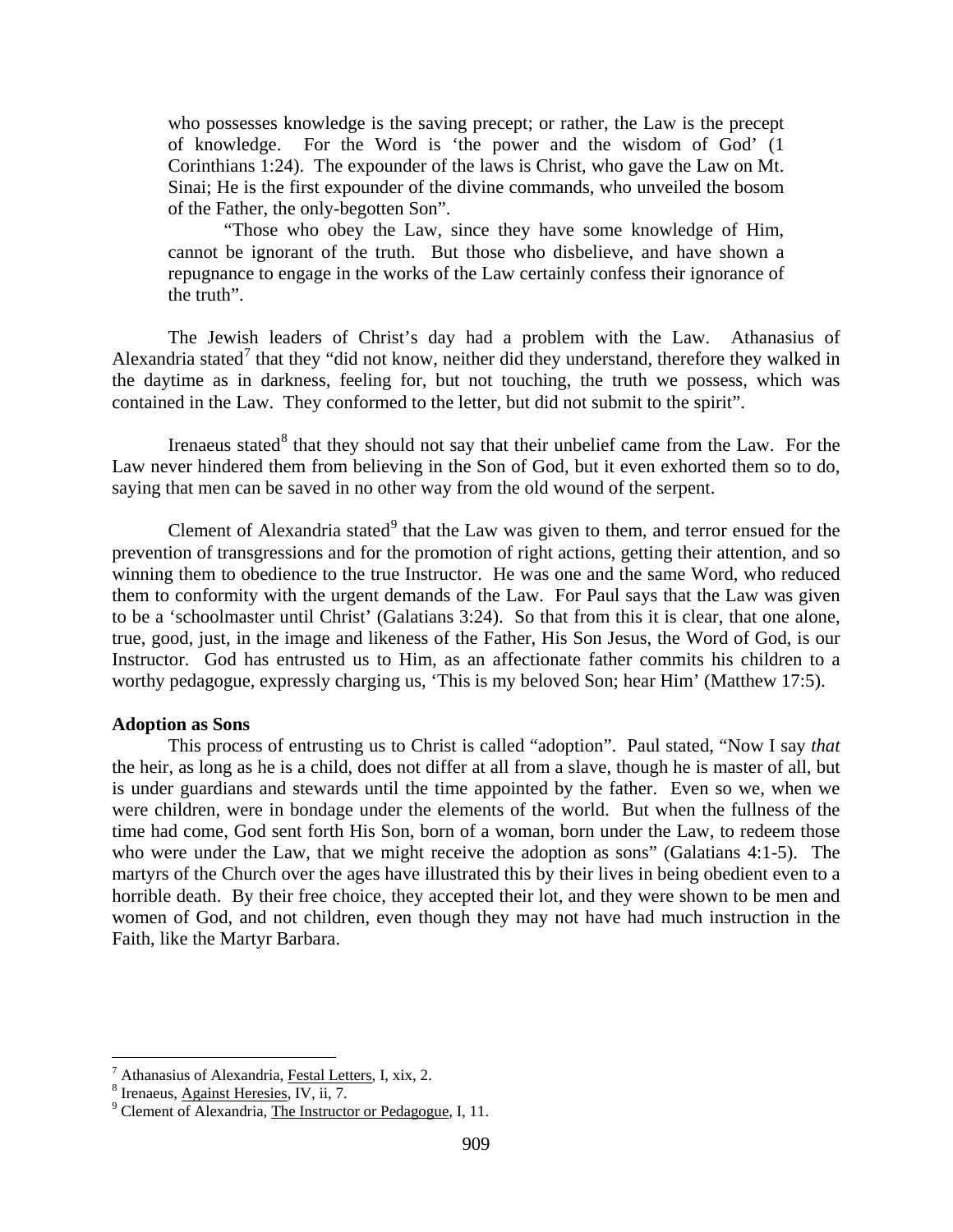> who possesses knowledge is the saving precept; or rather, the Law is the precept of knowledge. For the Word is 'the power and the wisdom of God' (1 Corinthians 1:24). The expounder of the laws is Christ, who gave the Law on Mt. Sinai; He is the first expounder of the divine commands, who unveiled the bosom of the Father, the only-begotten Son".
>
> "Those who obey the Law, since they have some knowledge of Him, cannot be ignorant of the truth. But those who disbelieve, and have shown a repugnance to engage in the works of the Law certainly confess their ignorance of the truth".

The Jewish leaders of Christ's day had a problem with the Law. Athanasius of Alexandria stated[7] that they "did not know, neither did they understand, therefore they walked in the daytime as in darkness, feeling for, but not touching, the truth we possess, which was contained in the Law. They conformed to the letter, but did not submit to the spirit".

Irenaeus stated[8] that they should not say that their unbelief came from the Law. For the Law never hindered them from believing in the Son of God, but it even exhorted them so to do, saying that men can be saved in no other way from the old wound of the serpent.

Clement of Alexandria stated[9] that the Law was given to them, and terror ensued for the prevention of transgressions and for the promotion of right actions, getting their attention, and so winning them to obedience to the true Instructor. He was one and the same Word, who reduced them to conformity with the urgent demands of the Law. For Paul says that the Law was given to be a 'schoolmaster until Christ' (Galatians 3:24). So that from this it is clear, that one alone, true, good, just, in the image and likeness of the Father, His Son Jesus, the Word of God, is our Instructor. God has entrusted us to Him, as an affectionate father commits his children to a worthy pedagogue, expressly charging us, 'This is my beloved Son; hear Him' (Matthew 17:5).

**Adoption as Sons**

This process of entrusting us to Christ is called "adoption". Paul stated, "Now I say *that* the heir, as long as he is a child, does not differ at all from a slave, though he is master of all, but is under guardians and stewards until the time appointed by the father. Even so we, when we were children, were in bondage under the elements of the world. But when the fullness of the time had come, God sent forth His Son, born of a woman, born under the Law, to redeem those who were under the Law, that we might receive the adoption as sons" (Galatians 4:1-5). The martyrs of the Church over the ages have illustrated this by their lives in being obedient even to a horrible death. By their free choice, they accepted their lot, and they were shown to be men and women of God, and not children, even though they may not have had much instruction in the Faith, like the Martyr Barbara.

---

[7] Athanasius of Alexandria, Festal Letters, I, xix, 2.

[8] Irenaeus, Against Heresies, IV, ii, 7.

[9] Clement of Alexandria, The Instructor or Pedagogue, I, 11.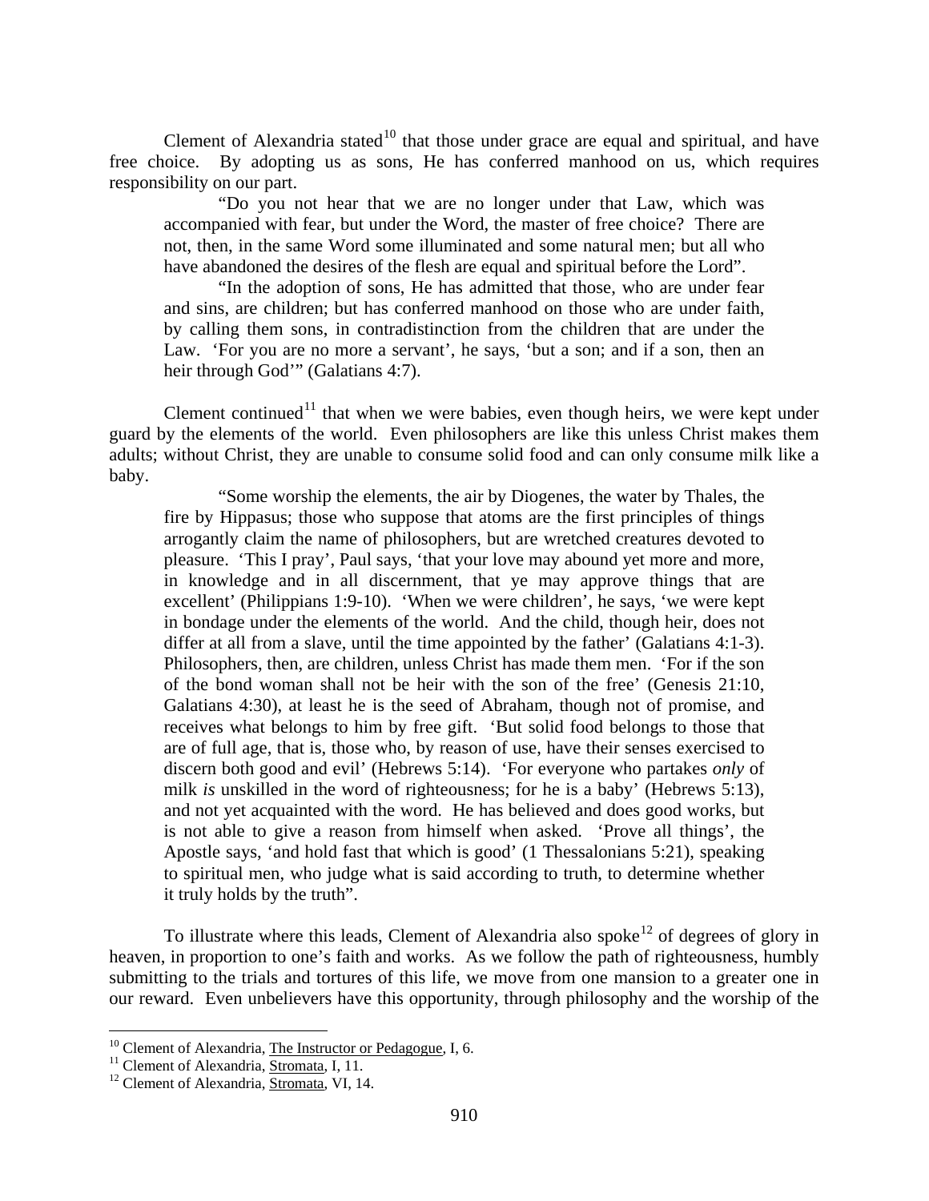Clement of Alexandria stated[10] that those under grace are equal and spiritual, and have free choice. By adopting us as sons, He has conferred manhood on us, which requires responsibility on our part.

> "Do you not hear that we are no longer under that Law, which was accompanied with fear, but under the Word, the master of free choice? There are not, then, in the same Word some illuminated and some natural men; but all who have abandoned the desires of the flesh are equal and spiritual before the Lord".
>
> "In the adoption of sons, He has admitted that those, who are under fear and sins, are children; but has conferred manhood on those who are under faith, by calling them sons, in contradistinction from the children that are under the Law. 'For you are no more a servant', he says, 'but a son; and if a son, then an heir through God'" (Galatians 4:7).

Clement continued[11] that when we were babies, even though heirs, we were kept under guard by the elements of the world. Even philosophers are like this unless Christ makes them adults; without Christ, they are unable to consume solid food and can only consume milk like a baby.

> "Some worship the elements, the air by Diogenes, the water by Thales, the fire by Hippasus; those who suppose that atoms are the first principles of things arrogantly claim the name of philosophers, but are wretched creatures devoted to pleasure. 'This I pray', Paul says, 'that your love may abound yet more and more, in knowledge and in all discernment, that ye may approve things that are excellent' (Philippians 1:9-10). 'When we were children', he says, 'we were kept in bondage under the elements of the world. And the child, though heir, does not differ at all from a slave, until the time appointed by the father' (Galatians 4:1-3). Philosophers, then, are children, unless Christ has made them men. 'For if the son of the bond woman shall not be heir with the son of the free' (Genesis 21:10, Galatians 4:30), at least he is the seed of Abraham, though not of promise, and receives what belongs to him by free gift. 'But solid food belongs to those that are of full age, that is, those who, by reason of use, have their senses exercised to discern both good and evil' (Hebrews 5:14). 'For everyone who partakes *only* of milk *is* unskilled in the word of righteousness; for he is a baby' (Hebrews 5:13), and not yet acquainted with the word. He has believed and does good works, but is not able to give a reason from himself when asked. 'Prove all things', the Apostle says, 'and hold fast that which is good' (1 Thessalonians 5:21), speaking to spiritual men, who judge what is said according to truth, to determine whether it truly holds by the truth".

To illustrate where this leads, Clement of Alexandria also spoke[12] of degrees of glory in heaven, in proportion to one's faith and works. As we follow the path of righteousness, humbly submitting to the trials and tortures of this life, we move from one mansion to a greater one in our reward. Even unbelievers have this opportunity, through philosophy and the worship of the

---

[10] Clement of Alexandria, The Instructor or Pedagogue, I, 6.

[11] Clement of Alexandria, Stromata, I, 11.

[12] Clement of Alexandria, Stromata, VI, 14.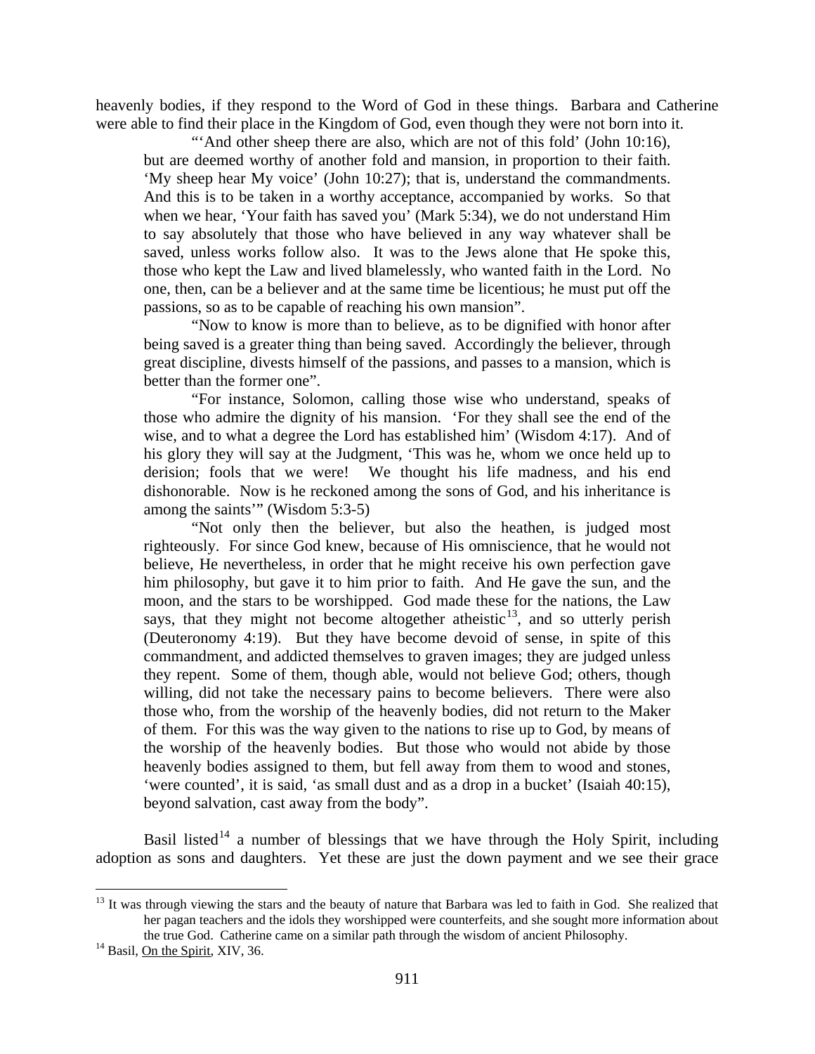heavenly bodies, if they respond to the Word of God in these things. Barbara and Catherine were able to find their place in the Kingdom of God, even though they were not born into it.

> "'And other sheep there are also, which are not of this fold' (John 10:16), but are deemed worthy of another fold and mansion, in proportion to their faith. 'My sheep hear My voice' (John 10:27); that is, understand the commandments. And this is to be taken in a worthy acceptance, accompanied by works. So that when we hear, 'Your faith has saved you' (Mark 5:34), we do not understand Him to say absolutely that those who have believed in any way whatever shall be saved, unless works follow also. It was to the Jews alone that He spoke this, those who kept the Law and lived blamelessly, who wanted faith in the Lord. No one, then, can be a believer and at the same time be licentious; he must put off the passions, so as to be capable of reaching his own mansion".
>
> "Now to know is more than to believe, as to be dignified with honor after being saved is a greater thing than being saved. Accordingly the believer, through great discipline, divests himself of the passions, and passes to a mansion, which is better than the former one".
>
> "For instance, Solomon, calling those wise who understand, speaks of those who admire the dignity of his mansion. 'For they shall see the end of the wise, and to what a degree the Lord has established him' (Wisdom 4:17). And of his glory they will say at the Judgment, 'This was he, whom we once held up to derision; fools that we were! We thought his life madness, and his end dishonorable. Now is he reckoned among the sons of God, and his inheritance is among the saints'" (Wisdom 5:3-5)
>
> "Not only then the believer, but also the heathen, is judged most righteously. For since God knew, because of His omniscience, that he would not believe, He nevertheless, in order that he might receive his own perfection gave him philosophy, but gave it to him prior to faith. And He gave the sun, and the moon, and the stars to be worshipped. God made these for the nations, the Law says, that they might not become altogether atheistic[13], and so utterly perish (Deuteronomy 4:19). But they have become devoid of sense, in spite of this commandment, and addicted themselves to graven images; they are judged unless they repent. Some of them, though able, would not believe God; others, though willing, did not take the necessary pains to become believers. There were also those who, from the worship of the heavenly bodies, did not return to the Maker of them. For this was the way given to the nations to rise up to God, by means of the worship of the heavenly bodies. But those who would not abide by those heavenly bodies assigned to them, but fell away from them to wood and stones, 'were counted', it is said, 'as small dust and as a drop in a bucket' (Isaiah 40:15), beyond salvation, cast away from the body".

Basil listed[14] a number of blessings that we have through the Holy Spirit, including adoption as sons and daughters. Yet these are just the down payment and we see their grace

---

[13] It was through viewing the stars and the beauty of nature that Barbara was led to faith in God. She realized that her pagan teachers and the idols they worshipped were counterfeits, and she sought more information about the true God. Catherine came on a similar path through the wisdom of ancient Philosophy.

[14] Basil, On the Spirit, XIV, 36.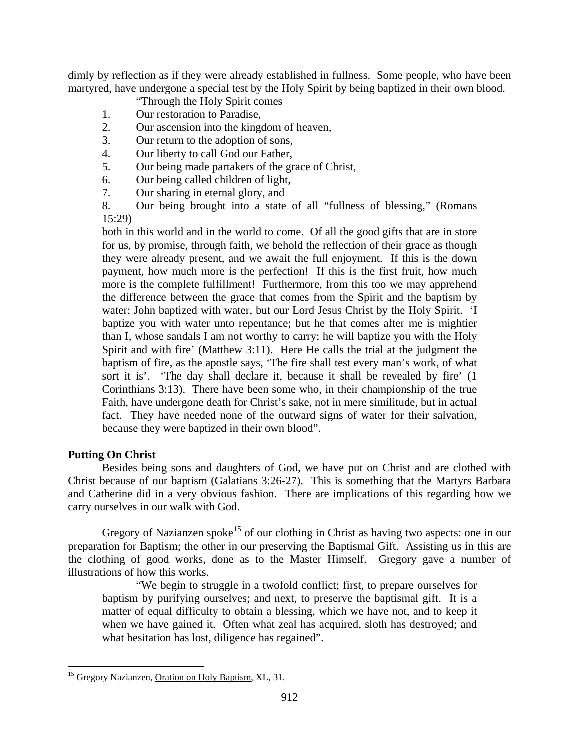dimly by reflection as if they were already established in fullness. Some people, who have been martyred, have undergone a special test by the Holy Spirit by being baptized in their own blood.

> "Through the Holy Spirit comes
>
> 1. Our restoration to Paradise,
> 2. Our ascension into the kingdom of heaven,
> 3. Our return to the adoption of sons,
> 4. Our liberty to call God our Father,
> 5. Our being made partakers of the grace of Christ,
> 6. Our being called children of light,
> 7. Our sharing in eternal glory, and
> 8. Our being brought into a state of all "fullness of blessing," (Romans 15:29)
>
> both in this world and in the world to come. Of all the good gifts that are in store for us, by promise, through faith, we behold the reflection of their grace as though they were already present, and we await the full enjoyment. If this is the down payment, how much more is the perfection! If this is the first fruit, how much more is the complete fulfillment! Furthermore, from this too we may apprehend the difference between the grace that comes from the Spirit and the baptism by water: John baptized with water, but our Lord Jesus Christ by the Holy Spirit. 'I baptize you with water unto repentance; but he that comes after me is mightier than I, whose sandals I am not worthy to carry; he will baptize you with the Holy Spirit and with fire' (Matthew 3:11). Here He calls the trial at the judgment the baptism of fire, as the apostle says, 'The fire shall test every man's work, of what sort it is'. 'The day shall declare it, because it shall be revealed by fire' (1 Corinthians 3:13). There have been some who, in their championship of the true Faith, have undergone death for Christ's sake, not in mere similitude, but in actual fact. They have needed none of the outward signs of water for their salvation, because they were baptized in their own blood".

**Putting On Christ**

Besides being sons and daughters of God, we have put on Christ and are clothed with Christ because of our baptism (Galatians 3:26-27). This is something that the Martyrs Barbara and Catherine did in a very obvious fashion. There are implications of this regarding how we carry ourselves in our walk with God.

Gregory of Nazianzen spoke[15] of our clothing in Christ as having two aspects: one in our preparation for Baptism; the other in our preserving the Baptismal Gift. Assisting us in this are the clothing of good works, done as to the Master Himself. Gregory gave a number of illustrations of how this works.

> "We begin to struggle in a twofold conflict; first, to prepare ourselves for baptism by purifying ourselves; and next, to preserve the baptismal gift. It is a matter of equal difficulty to obtain a blessing, which we have not, and to keep it when we have gained it. Often what zeal has acquired, sloth has destroyed; and what hesitation has lost, diligence has regained".

---

[15] Gregory Nazianzen, Oration on Holy Baptism, XL, 31.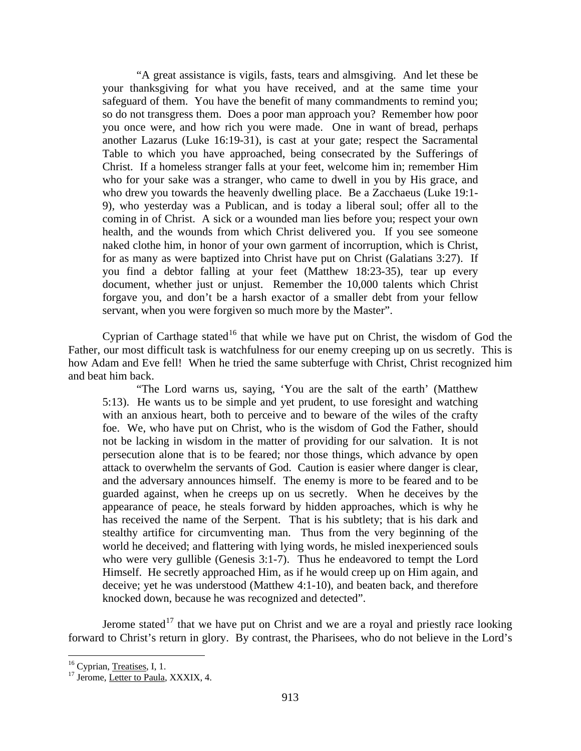> "A great assistance is vigils, fasts, tears and almsgiving. And let these be your thanksgiving for what you have received, and at the same time your safeguard of them. You have the benefit of many commandments to remind you; so do not transgress them. Does a poor man approach you? Remember how poor you once were, and how rich you were made. One in want of bread, perhaps another Lazarus (Luke 16:19-31), is cast at your gate; respect the Sacramental Table to which you have approached, being consecrated by the Sufferings of Christ. If a homeless stranger falls at your feet, welcome him in; remember Him who for your sake was a stranger, who came to dwell in you by His grace, and who drew you towards the heavenly dwelling place. Be a Zacchaeus (Luke 19:1-9), who yesterday was a Publican, and is today a liberal soul; offer all to the coming in of Christ. A sick or a wounded man lies before you; respect your own health, and the wounds from which Christ delivered you. If you see someone naked clothe him, in honor of your own garment of incorruption, which is Christ, for as many as were baptized into Christ have put on Christ (Galatians 3:27). If you find a debtor falling at your feet (Matthew 18:23-35), tear up every document, whether just or unjust. Remember the 10,000 talents which Christ forgave you, and don't be a harsh exactor of a smaller debt from your fellow servant, when you were forgiven so much more by the Master".

Cyprian of Carthage stated[16] that while we have put on Christ, the wisdom of God the Father, our most difficult task is watchfulness for our enemy creeping up on us secretly. This is how Adam and Eve fell! When he tried the same subterfuge with Christ, Christ recognized him and beat him back.

> "The Lord warns us, saying, 'You are the salt of the earth' (Matthew 5:13). He wants us to be simple and yet prudent, to use foresight and watching with an anxious heart, both to perceive and to beware of the wiles of the crafty foe. We, who have put on Christ, who is the wisdom of God the Father, should not be lacking in wisdom in the matter of providing for our salvation. It is not persecution alone that is to be feared; nor those things, which advance by open attack to overwhelm the servants of God. Caution is easier where danger is clear, and the adversary announces himself. The enemy is more to be feared and to be guarded against, when he creeps up on us secretly. When he deceives by the appearance of peace, he steals forward by hidden approaches, which is why he has received the name of the Serpent. That is his subtlety; that is his dark and stealthy artifice for circumventing man. Thus from the very beginning of the world he deceived; and flattering with lying words, he misled inexperienced souls who were very gullible (Genesis 3:1-7). Thus he endeavored to tempt the Lord Himself. He secretly approached Him, as if he would creep up on Him again, and deceive; yet he was understood (Matthew 4:1-10), and beaten back, and therefore knocked down, because he was recognized and detected".

Jerome stated[17] that we have put on Christ and we are a royal and priestly race looking forward to Christ's return in glory. By contrast, the Pharisees, who do not believe in the Lord's

---

[16] Cyprian, Treatises, I, 1.

[17] Jerome, Letter to Paula, XXXIX, 4.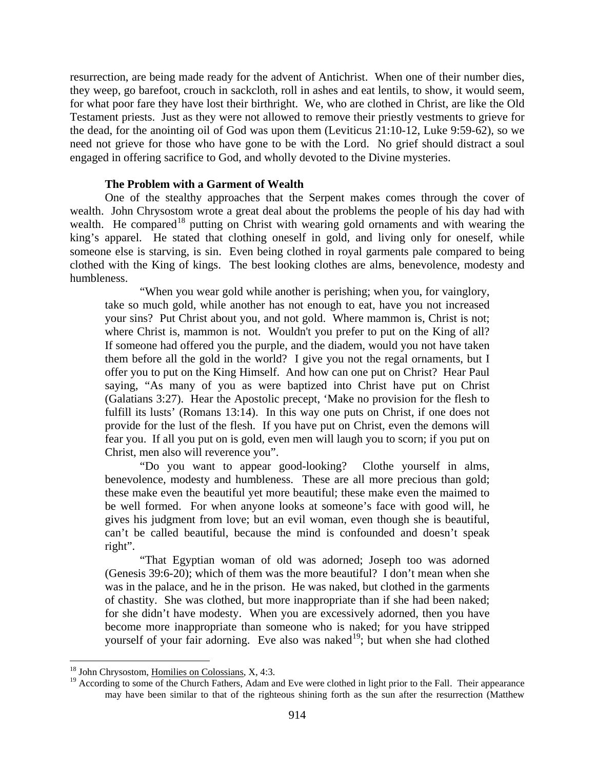resurrection, are being made ready for the advent of Antichrist. When one of their number dies, they weep, go barefoot, crouch in sackcloth, roll in ashes and eat lentils, to show, it would seem, for what poor fare they have lost their birthright. We, who are clothed in Christ, are like the Old Testament priests. Just as they were not allowed to remove their priestly vestments to grieve for the dead, for the anointing oil of God was upon them (Leviticus 21:10-12, Luke 9:59-62), so we need not grieve for those who have gone to be with the Lord. No grief should distract a soul engaged in offering sacrifice to God, and wholly devoted to the Divine mysteries.

**The Problem with a Garment of Wealth**

One of the stealthy approaches that the Serpent makes comes through the cover of wealth. John Chrysostom wrote a great deal about the problems the people of his day had with wealth. He compared[18] putting on Christ with wearing gold ornaments and with wearing the king's apparel. He stated that clothing oneself in gold, and living only for oneself, while someone else is starving, is sin. Even being clothed in royal garments pale compared to being clothed with the King of kings. The best looking clothes are alms, benevolence, modesty and humbleness.

> "When you wear gold while another is perishing; when you, for vainglory, take so much gold, while another has not enough to eat, have you not increased your sins? Put Christ about you, and not gold. Where mammon is, Christ is not; where Christ is, mammon is not. Wouldn't you prefer to put on the King of all? If someone had offered you the purple, and the diadem, would you not have taken them before all the gold in the world? I give you not the regal ornaments, but I offer you to put on the King Himself. And how can one put on Christ? Hear Paul saying, "As many of you as were baptized into Christ have put on Christ (Galatians 3:27). Hear the Apostolic precept, 'Make no provision for the flesh to fulfill its lusts' (Romans 13:14). In this way one puts on Christ, if one does not provide for the lust of the flesh. If you have put on Christ, even the demons will fear you. If all you put on is gold, even men will laugh you to scorn; if you put on Christ, men also will reverence you".
>
> "Do you want to appear good-looking? Clothe yourself in alms, benevolence, modesty and humbleness. These are all more precious than gold; these make even the beautiful yet more beautiful; these make even the maimed to be well formed. For when anyone looks at someone's face with good will, he gives his judgment from love; but an evil woman, even though she is beautiful, can't be called beautiful, because the mind is confounded and doesn't speak right".
>
> "That Egyptian woman of old was adorned; Joseph too was adorned (Genesis 39:6-20); which of them was the more beautiful? I don't mean when she was in the palace, and he in the prison. He was naked, but clothed in the garments of chastity. She was clothed, but more inappropriate than if she had been naked; for she didn't have modesty. When you are excessively adorned, then you have become more inappropriate than someone who is naked; for you have stripped yourself of your fair adorning. Eve also was naked[19]; but when she had clothed

---

[18] John Chrysostom, Homilies on Colossians, X, 4:3.

[19] According to some of the Church Fathers, Adam and Eve were clothed in light prior to the Fall. Their appearance may have been similar to that of the righteous shining forth as the sun after the resurrection (Matthew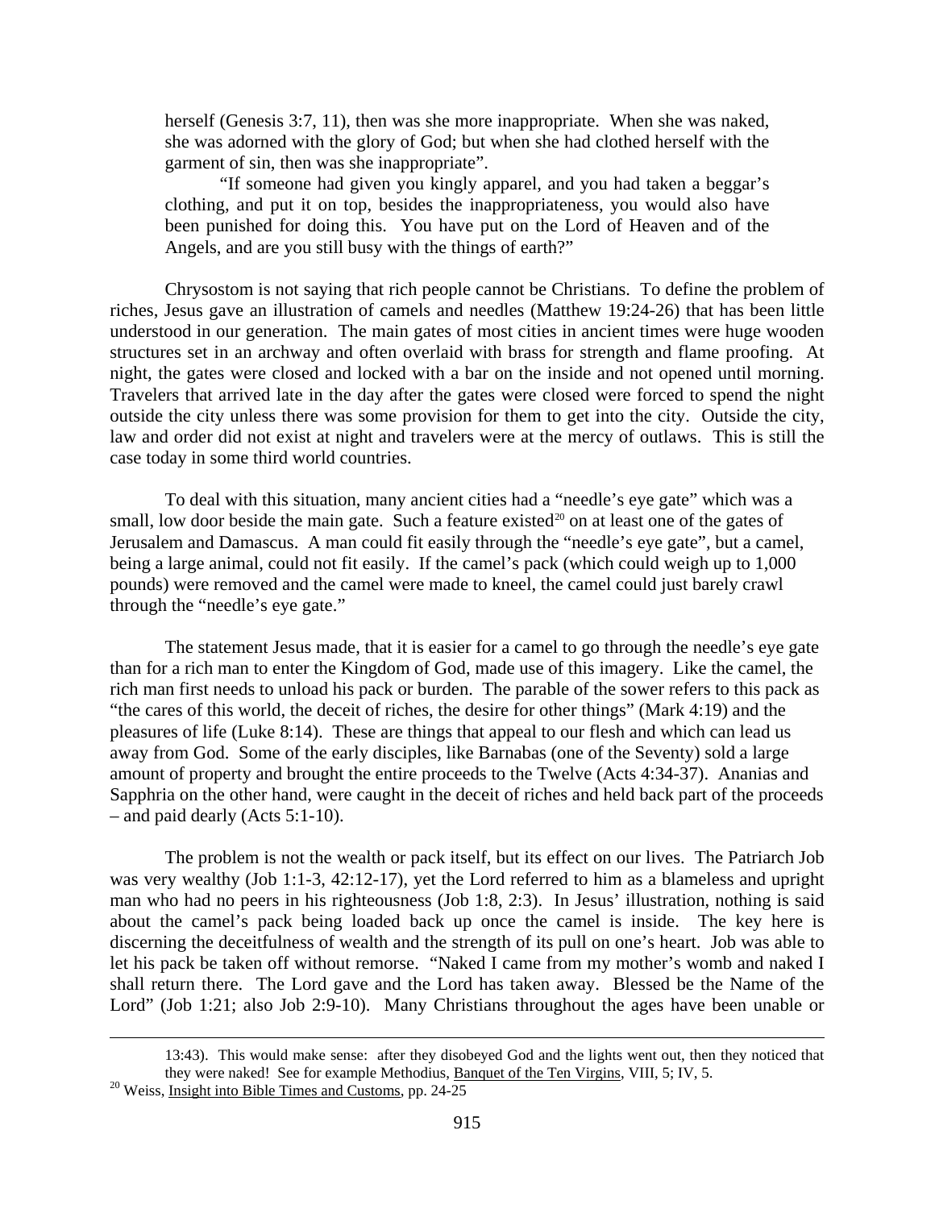herself (Genesis 3:7, 11), then was she more inappropriate. When she was naked, she was adorned with the glory of God; but when she had clothed herself with the garment of sin, then was she inappropriate".

"If someone had given you kingly apparel, and you had taken a beggar's clothing, and put it on top, besides the inappropriateness, you would also have been punished for doing this. You have put on the Lord of Heaven and of the Angels, and are you still busy with the things of earth?"

Chrysostom is not saying that rich people cannot be Christians. To define the problem of riches, Jesus gave an illustration of camels and needles (Matthew 19:24-26) that has been little understood in our generation. The main gates of most cities in ancient times were huge wooden structures set in an archway and often overlaid with brass for strength and flame proofing. At night, the gates were closed and locked with a bar on the inside and not opened until morning. Travelers that arrived late in the day after the gates were closed were forced to spend the night outside the city unless there was some provision for them to get into the city. Outside the city, law and order did not exist at night and travelers were at the mercy of outlaws. This is still the case today in some third world countries.

To deal with this situation, many ancient cities had a "needle's eye gate" which was a small, low door beside the main gate. Such a feature existed[20] on at least one of the gates of Jerusalem and Damascus. A man could fit easily through the "needle's eye gate", but a camel, being a large animal, could not fit easily. If the camel's pack (which could weigh up to 1,000 pounds) were removed and the camel were made to kneel, the camel could just barely crawl through the "needle's eye gate."

The statement Jesus made, that it is easier for a camel to go through the needle's eye gate than for a rich man to enter the Kingdom of God, made use of this imagery. Like the camel, the rich man first needs to unload his pack or burden. The parable of the sower refers to this pack as "the cares of this world, the deceit of riches, the desire for other things" (Mark 4:19) and the pleasures of life (Luke 8:14). These are things that appeal to our flesh and which can lead us away from God. Some of the early disciples, like Barnabas (one of the Seventy) sold a large amount of property and brought the entire proceeds to the Twelve (Acts 4:34-37). Ananias and Sapphria on the other hand, were caught in the deceit of riches and held back part of the proceeds – and paid dearly (Acts 5:1-10).

The problem is not the wealth or pack itself, but its effect on our lives. The Patriarch Job was very wealthy (Job 1:1-3, 42:12-17), yet the Lord referred to him as a blameless and upright man who had no peers in his righteousness (Job 1:8, 2:3). In Jesus' illustration, nothing is said about the camel's pack being loaded back up once the camel is inside. The key here is discerning the deceitfulness of wealth and the strength of its pull on one's heart. Job was able to let his pack be taken off without remorse. "Naked I came from my mother's womb and naked I shall return there. The Lord gave and the Lord has taken away. Blessed be the Name of the Lord" (Job 1:21; also Job 2:9-10). Many Christians throughout the ages have been unable or

---

13:43). This would make sense: after they disobeyed God and the lights went out, then they noticed that they were naked! See for example Methodius, Banquet of the Ten Virgins, VIII, 5; IV, 5.

[20] Weiss, Insight into Bible Times and Customs, pp. 24-25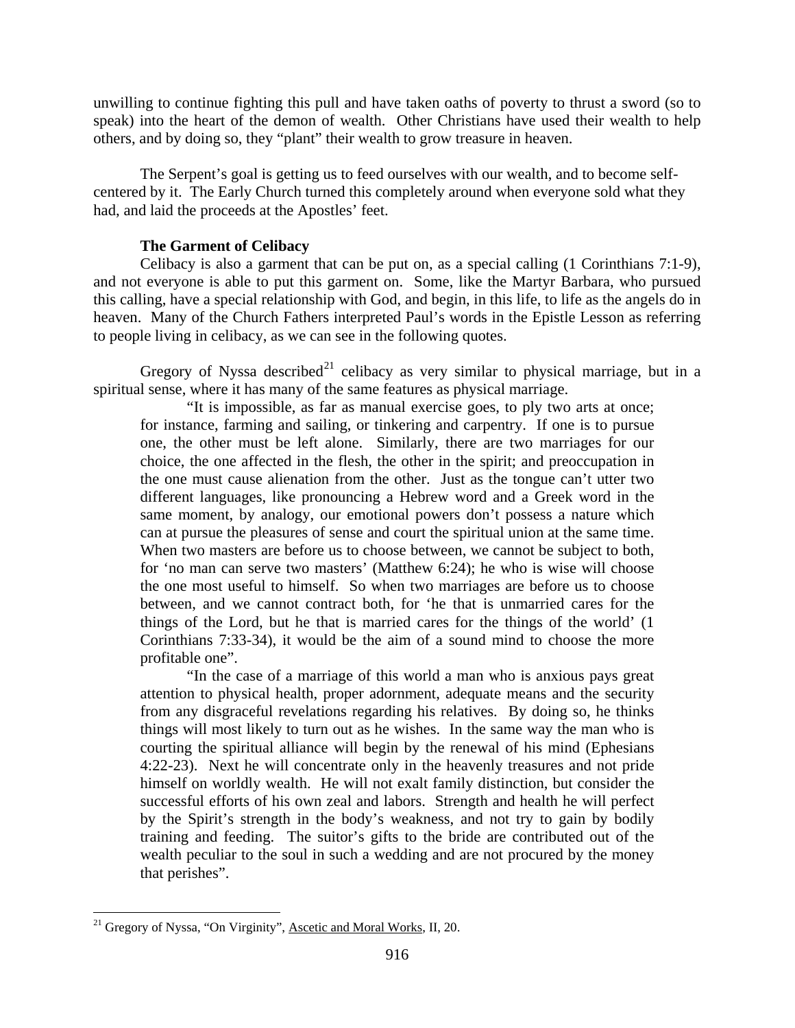unwilling to continue fighting this pull and have taken oaths of poverty to thrust a sword (so to speak) into the heart of the demon of wealth. Other Christians have used their wealth to help others, and by doing so, they "plant" their wealth to grow treasure in heaven.

The Serpent's goal is getting us to feed ourselves with our wealth, and to become self-centered by it. The Early Church turned this completely around when everyone sold what they had, and laid the proceeds at the Apostles' feet.

**The Garment of Celibacy**

Celibacy is also a garment that can be put on, as a special calling (1 Corinthians 7:1-9), and not everyone is able to put this garment on. Some, like the Martyr Barbara, who pursued this calling, have a special relationship with God, and begin, in this life, to life as the angels do in heaven. Many of the Church Fathers interpreted Paul's words in the Epistle Lesson as referring to people living in celibacy, as we can see in the following quotes.

Gregory of Nyssa described[21] celibacy as very similar to physical marriage, but in a spiritual sense, where it has many of the same features as physical marriage.

> "It is impossible, as far as manual exercise goes, to ply two arts at once; for instance, farming and sailing, or tinkering and carpentry. If one is to pursue one, the other must be left alone. Similarly, there are two marriages for our choice, the one affected in the flesh, the other in the spirit; and preoccupation in the one must cause alienation from the other. Just as the tongue can't utter two different languages, like pronouncing a Hebrew word and a Greek word in the same moment, by analogy, our emotional powers don't possess a nature which can at pursue the pleasures of sense and court the spiritual union at the same time. When two masters are before us to choose between, we cannot be subject to both, for 'no man can serve two masters' (Matthew 6:24); he who is wise will choose the one most useful to himself. So when two marriages are before us to choose between, and we cannot contract both, for 'he that is unmarried cares for the things of the Lord, but he that is married cares for the things of the world' (1 Corinthians 7:33-34), it would be the aim of a sound mind to choose the more profitable one".
>
> "In the case of a marriage of this world a man who is anxious pays great attention to physical health, proper adornment, adequate means and the security from any disgraceful revelations regarding his relatives. By doing so, he thinks things will most likely to turn out as he wishes. In the same way the man who is courting the spiritual alliance will begin by the renewal of his mind (Ephesians 4:22-23). Next he will concentrate only in the heavenly treasures and not pride himself on worldly wealth. He will not exalt family distinction, but consider the successful efforts of his own zeal and labors. Strength and health he will perfect by the Spirit's strength in the body's weakness, and not try to gain by bodily training and feeding. The suitor's gifts to the bride are contributed out of the wealth peculiar to the soul in such a wedding and are not procured by the money that perishes".

---

[21] Gregory of Nyssa, "On Virginity", Ascetic and Moral Works, II, 20.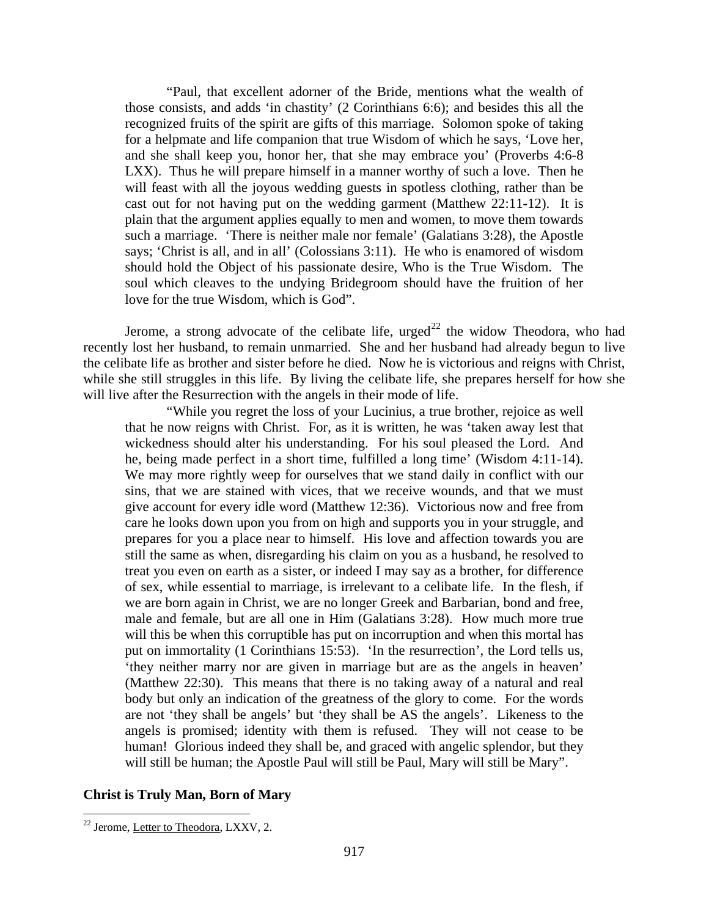> "Paul, that excellent adorner of the Bride, mentions what the wealth of those consists, and adds 'in chastity' (2 Corinthians 6:6); and besides this all the recognized fruits of the spirit are gifts of this marriage. Solomon spoke of taking for a helpmate and life companion that true Wisdom of which he says, 'Love her, and she shall keep you, honor her, that she may embrace you' (Proverbs 4:6-8 LXX). Thus he will prepare himself in a manner worthy of such a love. Then he will feast with all the joyous wedding guests in spotless clothing, rather than be cast out for not having put on the wedding garment (Matthew 22:11-12). It is plain that the argument applies equally to men and women, to move them towards such a marriage. 'There is neither male nor female' (Galatians 3:28), the Apostle says; 'Christ is all, and in all' (Colossians 3:11). He who is enamored of wisdom should hold the Object of his passionate desire, Who is the True Wisdom. The soul which cleaves to the undying Bridegroom should have the fruition of her love for the true Wisdom, which is God".

Jerome, a strong advocate of the celibate life, urged[22] the widow Theodora, who had recently lost her husband, to remain unmarried. She and her husband had already begun to live the celibate life as brother and sister before he died. Now he is victorious and reigns with Christ, while she still struggles in this life. By living the celibate life, she prepares herself for how she will live after the Resurrection with the angels in their mode of life.

> "While you regret the loss of your Lucinius, a true brother, rejoice as well that he now reigns with Christ. For, as it is written, he was 'taken away lest that wickedness should alter his understanding. For his soul pleased the Lord. And he, being made perfect in a short time, fulfilled a long time' (Wisdom 4:11-14). We may more rightly weep for ourselves that we stand daily in conflict with our sins, that we are stained with vices, that we receive wounds, and that we must give account for every idle word (Matthew 12:36). Victorious now and free from care he looks down upon you from on high and supports you in your struggle, and prepares for you a place near to himself. His love and affection towards you are still the same as when, disregarding his claim on you as a husband, he resolved to treat you even on earth as a sister, or indeed I may say as a brother, for difference of sex, while essential to marriage, is irrelevant to a celibate life. In the flesh, if we are born again in Christ, we are no longer Greek and Barbarian, bond and free, male and female, but are all one in Him (Galatians 3:28). How much more true will this be when this corruptible has put on incorruption and when this mortal has put on immortality (1 Corinthians 15:53). 'In the resurrection', the Lord tells us, 'they neither marry nor are given in marriage but are as the angels in heaven' (Matthew 22:30). This means that there is no taking away of a natural and real body but only an indication of the greatness of the glory to come. For the words are not 'they shall be angels' but 'they shall be AS the angels'. Likeness to the angels is promised; identity with them is refused. They will not cease to be human! Glorious indeed they shall be, and graced with angelic splendor, but they will still be human; the Apostle Paul will still be Paul, Mary will still be Mary".

**Christ is Truly Man, Born of Mary**

[22] Jerome, Letter to Theodora, LXXV, 2.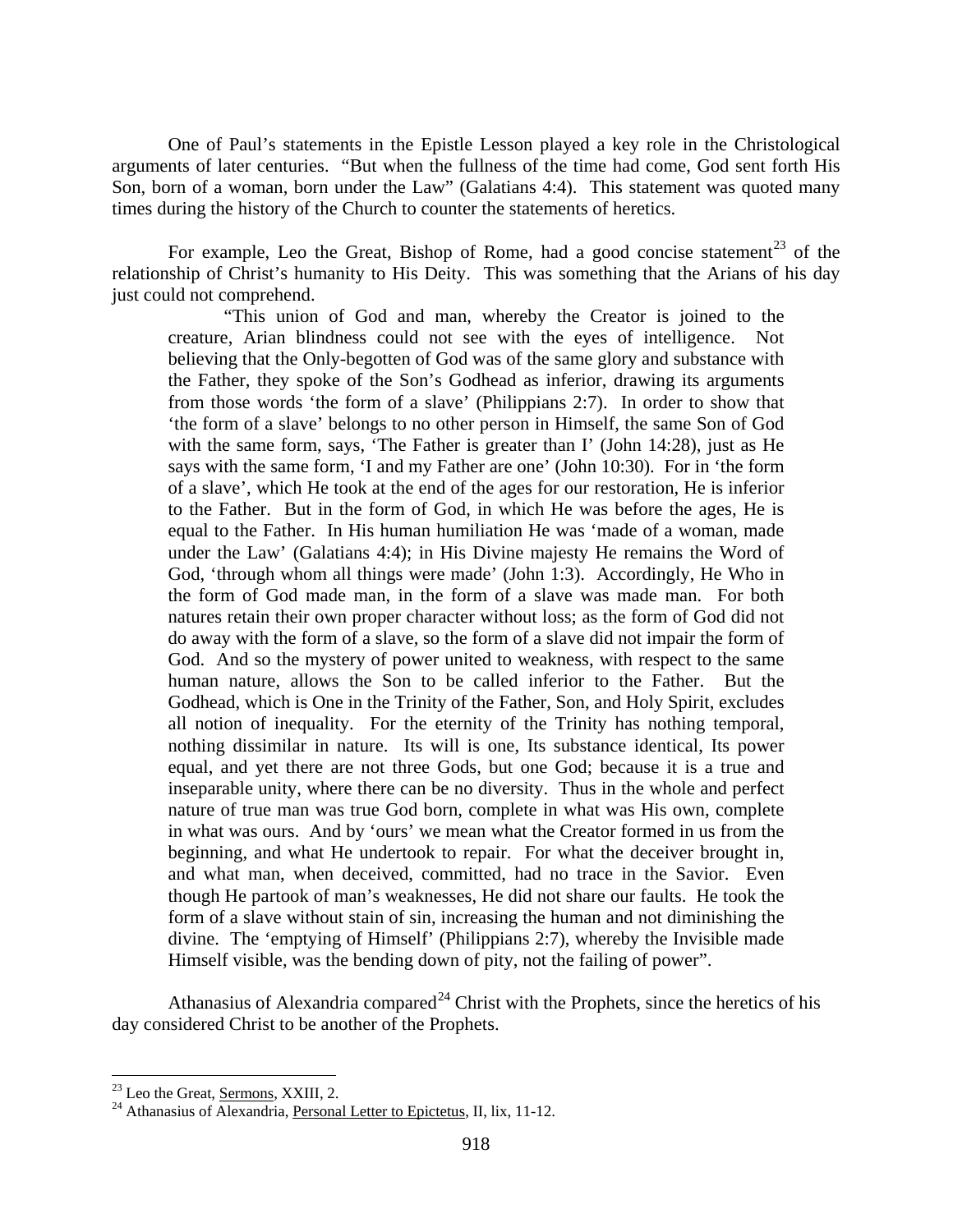One of Paul's statements in the Epistle Lesson played a key role in the Christological arguments of later centuries. "But when the fullness of the time had come, God sent forth His Son, born of a woman, born under the Law" (Galatians 4:4). This statement was quoted many times during the history of the Church to counter the statements of heretics.

For example, Leo the Great, Bishop of Rome, had a good concise statement[23] of the relationship of Christ's humanity to His Deity. This was something that the Arians of his day just could not comprehend.

> "This union of God and man, whereby the Creator is joined to the creature, Arian blindness could not see with the eyes of intelligence. Not believing that the Only-begotten of God was of the same glory and substance with the Father, they spoke of the Son's Godhead as inferior, drawing its arguments from those words 'the form of a slave' (Philippians 2:7). In order to show that 'the form of a slave' belongs to no other person in Himself, the same Son of God with the same form, says, 'The Father is greater than I' (John 14:28), just as He says with the same form, 'I and my Father are one' (John 10:30). For in 'the form of a slave', which He took at the end of the ages for our restoration, He is inferior to the Father. But in the form of God, in which He was before the ages, He is equal to the Father. In His human humiliation He was 'made of a woman, made under the Law' (Galatians 4:4); in His Divine majesty He remains the Word of God, 'through whom all things were made' (John 1:3). Accordingly, He Who in the form of God made man, in the form of a slave was made man. For both natures retain their own proper character without loss; as the form of God did not do away with the form of a slave, so the form of a slave did not impair the form of God. And so the mystery of power united to weakness, with respect to the same human nature, allows the Son to be called inferior to the Father. But the Godhead, which is One in the Trinity of the Father, Son, and Holy Spirit, excludes all notion of inequality. For the eternity of the Trinity has nothing temporal, nothing dissimilar in nature. Its will is one, Its substance identical, Its power equal, and yet there are not three Gods, but one God; because it is a true and inseparable unity, where there can be no diversity. Thus in the whole and perfect nature of true man was true God born, complete in what was His own, complete in what was ours. And by 'ours' we mean what the Creator formed in us from the beginning, and what He undertook to repair. For what the deceiver brought in, and what man, when deceived, committed, had no trace in the Savior. Even though He partook of man's weaknesses, He did not share our faults. He took the form of a slave without stain of sin, increasing the human and not diminishing the divine. The 'emptying of Himself' (Philippians 2:7), whereby the Invisible made Himself visible, was the bending down of pity, not the failing of power".

Athanasius of Alexandria compared[24] Christ with the Prophets, since the heretics of his day considered Christ to be another of the Prophets.

---

[23] Leo the Great, Sermons, XXIII, 2.

[24] Athanasius of Alexandria, Personal Letter to Epictetus, II, lix, 11-12.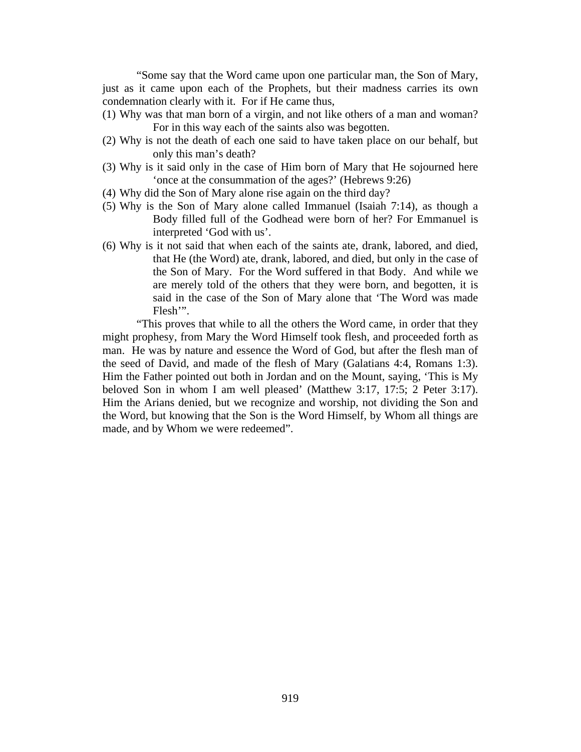"Some say that the Word came upon one particular man, the Son of Mary, just as it came upon each of the Prophets, but their madness carries its own condemnation clearly with it. For if He came thus,

(1) Why was that man born of a virgin, and not like others of a man and woman? For in this way each of the saints also was begotten.
(2) Why is not the death of each one said to have taken place on our behalf, but only this man's death?
(3) Why is it said only in the case of Him born of Mary that He sojourned here 'once at the consummation of the ages?' (Hebrews 9:26)
(4) Why did the Son of Mary alone rise again on the third day?
(5) Why is the Son of Mary alone called Immanuel (Isaiah 7:14), as though a Body filled full of the Godhead were born of her? For Emmanuel is interpreted 'God with us'.
(6) Why is it not said that when each of the saints ate, drank, labored, and died, that He (the Word) ate, drank, labored, and died, but only in the case of the Son of Mary. For the Word suffered in that Body. And while we are merely told of the others that they were born, and begotten, it is said in the case of the Son of Mary alone that 'The Word was made Flesh'".

"This proves that while to all the others the Word came, in order that they might prophesy, from Mary the Word Himself took flesh, and proceeded forth as man. He was by nature and essence the Word of God, but after the flesh man of the seed of David, and made of the flesh of Mary (Galatians 4:4, Romans 1:3). Him the Father pointed out both in Jordan and on the Mount, saying, 'This is My beloved Son in whom I am well pleased' (Matthew 3:17, 17:5; 2 Peter 3:17). Him the Arians denied, but we recognize and worship, not dividing the Son and the Word, but knowing that the Son is the Word Himself, by Whom all things are made, and by Whom we were redeemed".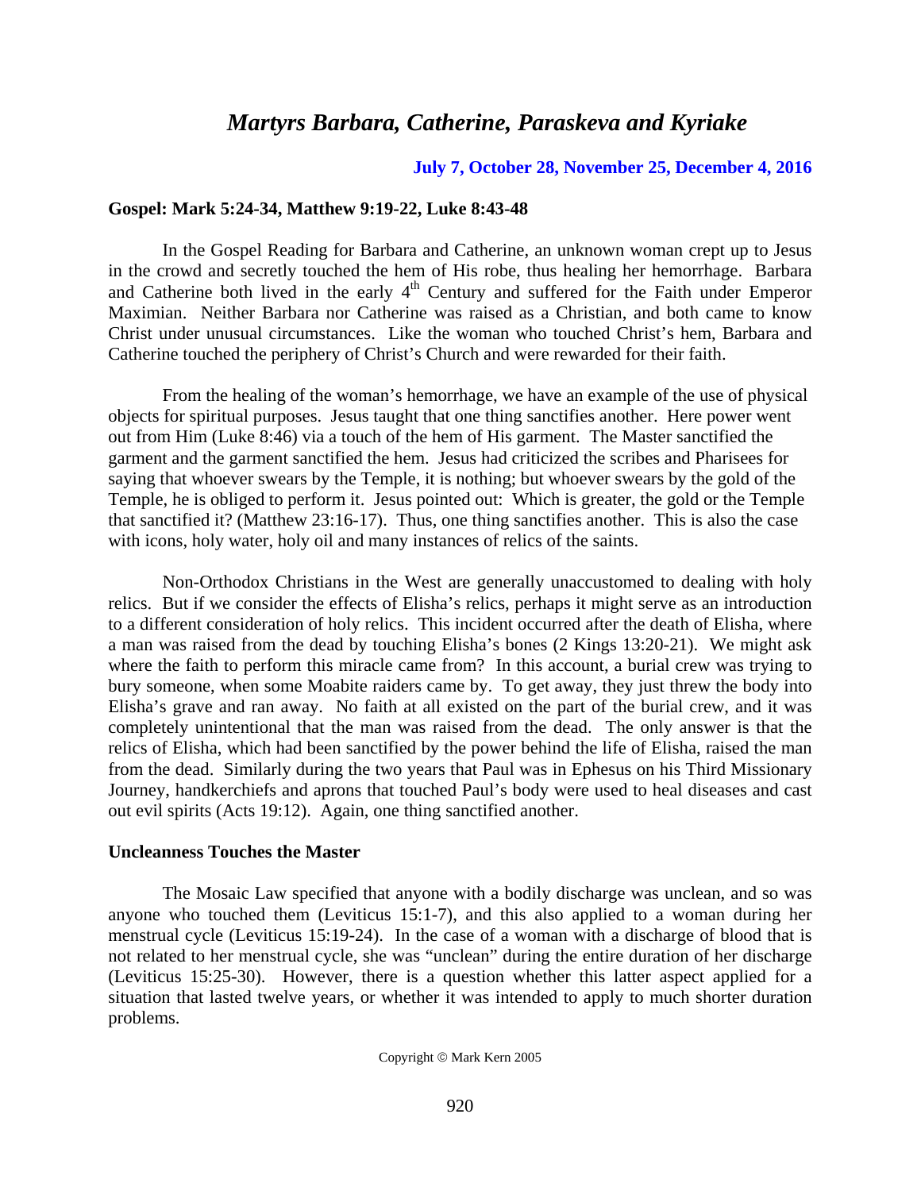# *Martyrs Barbara, Catherine, Paraskeva and Kyriake*

**July 7, October 28, November 25, December 4, 2016**

**Gospel: Mark 5:24-34, Matthew 9:19-22, Luke 8:43-48**

In the Gospel Reading for Barbara and Catherine, an unknown woman crept up to Jesus in the crowd and secretly touched the hem of His robe, thus healing her hemorrhage. Barbara and Catherine both lived in the early 4th Century and suffered for the Faith under Emperor Maximian. Neither Barbara nor Catherine was raised as a Christian, and both came to know Christ under unusual circumstances. Like the woman who touched Christ's hem, Barbara and Catherine touched the periphery of Christ's Church and were rewarded for their faith.

From the healing of the woman's hemorrhage, we have an example of the use of physical objects for spiritual purposes. Jesus taught that one thing sanctifies another. Here power went out from Him (Luke 8:46) via a touch of the hem of His garment. The Master sanctified the garment and the garment sanctified the hem. Jesus had criticized the scribes and Pharisees for saying that whoever swears by the Temple, it is nothing; but whoever swears by the gold of the Temple, he is obliged to perform it. Jesus pointed out: Which is greater, the gold or the Temple that sanctified it? (Matthew 23:16-17). Thus, one thing sanctifies another. This is also the case with icons, holy water, holy oil and many instances of relics of the saints.

Non-Orthodox Christians in the West are generally unaccustomed to dealing with holy relics. But if we consider the effects of Elisha's relics, perhaps it might serve as an introduction to a different consideration of holy relics. This incident occurred after the death of Elisha, where a man was raised from the dead by touching Elisha's bones (2 Kings 13:20-21). We might ask where the faith to perform this miracle came from? In this account, a burial crew was trying to bury someone, when some Moabite raiders came by. To get away, they just threw the body into Elisha's grave and ran away. No faith at all existed on the part of the burial crew, and it was completely unintentional that the man was raised from the dead. The only answer is that the relics of Elisha, which had been sanctified by the power behind the life of Elisha, raised the man from the dead. Similarly during the two years that Paul was in Ephesus on his Third Missionary Journey, handkerchiefs and aprons that touched Paul's body were used to heal diseases and cast out evil spirits (Acts 19:12). Again, one thing sanctified another.

**Uncleanness Touches the Master**

The Mosaic Law specified that anyone with a bodily discharge was unclean, and so was anyone who touched them (Leviticus 15:1-7), and this also applied to a woman during her menstrual cycle (Leviticus 15:19-24). In the case of a woman with a discharge of blood that is not related to her menstrual cycle, she was "unclean" during the entire duration of her discharge (Leviticus 15:25-30). However, there is a question whether this latter aspect applied for a situation that lasted twelve years, or whether it was intended to apply to much shorter duration problems.

Copyright © Mark Kern 2005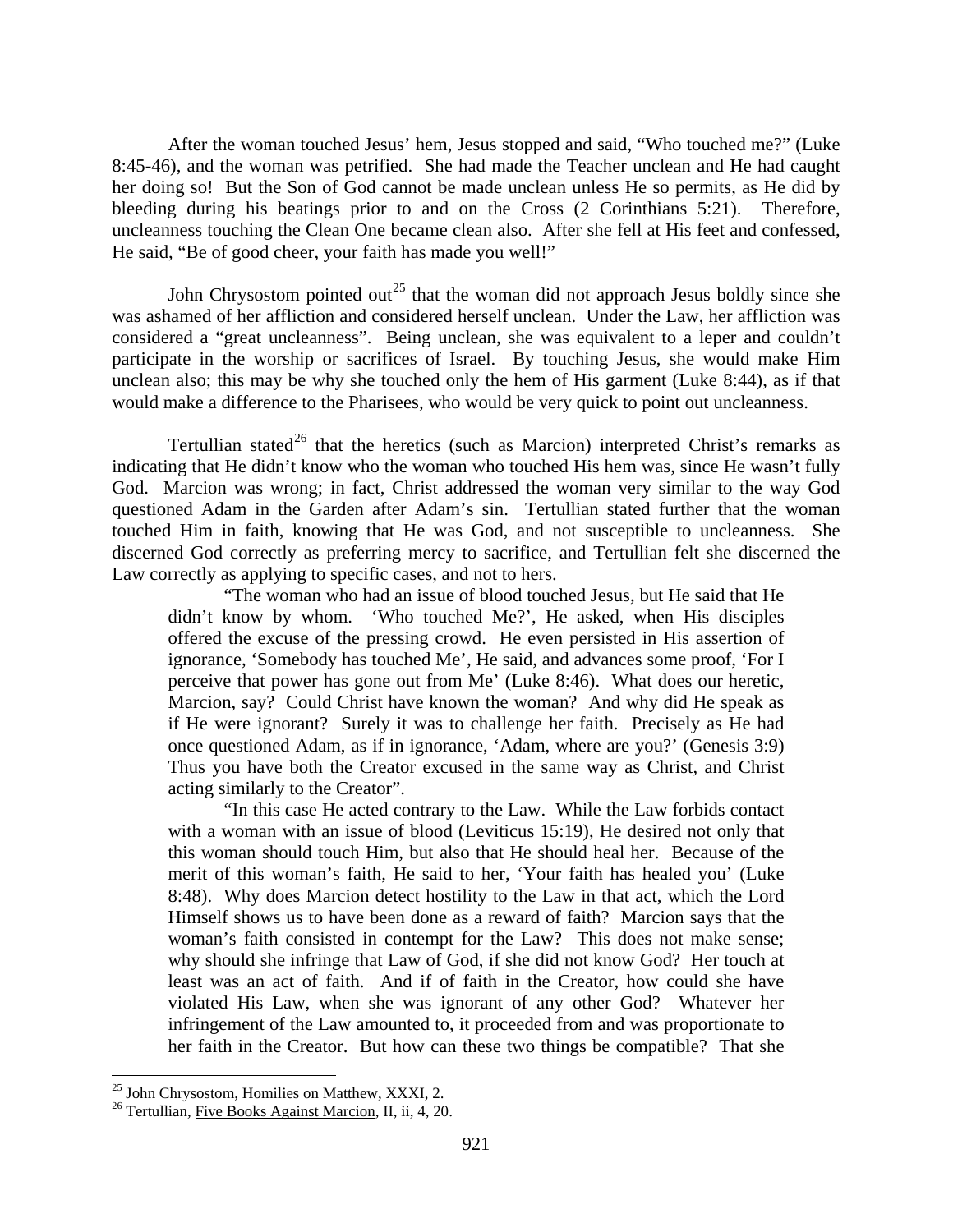After the woman touched Jesus' hem, Jesus stopped and said, "Who touched me?" (Luke 8:45-46), and the woman was petrified. She had made the Teacher unclean and He had caught her doing so! But the Son of God cannot be made unclean unless He so permits, as He did by bleeding during his beatings prior to and on the Cross (2 Corinthians 5:21). Therefore, uncleanness touching the Clean One became clean also. After she fell at His feet and confessed, He said, "Be of good cheer, your faith has made you well!"

John Chrysostom pointed out[25] that the woman did not approach Jesus boldly since she was ashamed of her affliction and considered herself unclean. Under the Law, her affliction was considered a "great uncleanness". Being unclean, she was equivalent to a leper and couldn't participate in the worship or sacrifices of Israel. By touching Jesus, she would make Him unclean also; this may be why she touched only the hem of His garment (Luke 8:44), as if that would make a difference to the Pharisees, who would be very quick to point out uncleanness.

Tertullian stated[26] that the heretics (such as Marcion) interpreted Christ's remarks as indicating that He didn't know who the woman who touched His hem was, since He wasn't fully God. Marcion was wrong; in fact, Christ addressed the woman very similar to the way God questioned Adam in the Garden after Adam's sin. Tertullian stated further that the woman touched Him in faith, knowing that He was God, and not susceptible to uncleanness. She discerned God correctly as preferring mercy to sacrifice, and Tertullian felt she discerned the Law correctly as applying to specific cases, and not to hers.

> "The woman who had an issue of blood touched Jesus, but He said that He didn't know by whom. 'Who touched Me?', He asked, when His disciples offered the excuse of the pressing crowd. He even persisted in His assertion of ignorance, 'Somebody has touched Me', He said, and advances some proof, 'For I perceive that power has gone out from Me' (Luke 8:46). What does our heretic, Marcion, say? Could Christ have known the woman? And why did He speak as if He were ignorant? Surely it was to challenge her faith. Precisely as He had once questioned Adam, as if in ignorance, 'Adam, where are you?' (Genesis 3:9) Thus you have both the Creator excused in the same way as Christ, and Christ acting similarly to the Creator".
>
> "In this case He acted contrary to the Law. While the Law forbids contact with a woman with an issue of blood (Leviticus 15:19), He desired not only that this woman should touch Him, but also that He should heal her. Because of the merit of this woman's faith, He said to her, 'Your faith has healed you' (Luke 8:48). Why does Marcion detect hostility to the Law in that act, which the Lord Himself shows us to have been done as a reward of faith? Marcion says that the woman's faith consisted in contempt for the Law? This does not make sense; why should she infringe that Law of God, if she did not know God? Her touch at least was an act of faith. And if of faith in the Creator, how could she have violated His Law, when she was ignorant of any other God? Whatever her infringement of the Law amounted to, it proceeded from and was proportionate to her faith in the Creator. But how can these two things be compatible? That she

[25] John Chrysostom, Homilies on Matthew, XXXI, 2.

[26] Tertullian, Five Books Against Marcion, II, ii, 4, 20.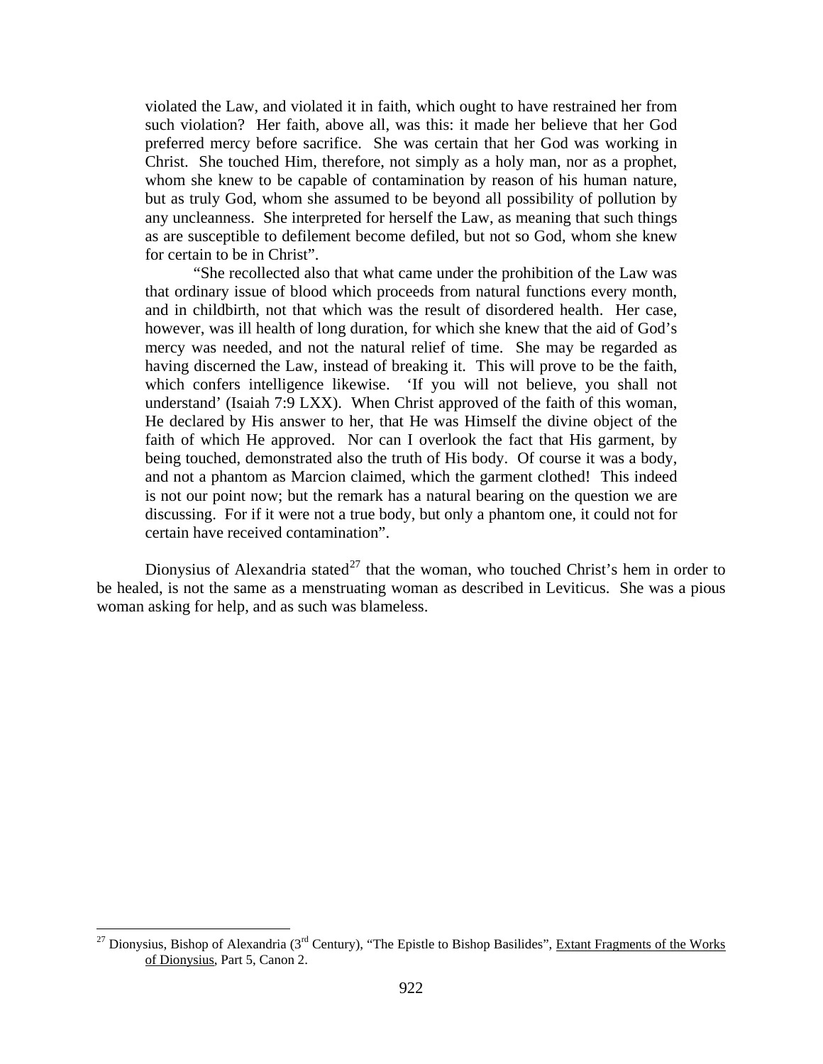violated the Law, and violated it in faith, which ought to have restrained her from such violation? Her faith, above all, was this: it made her believe that her God preferred mercy before sacrifice. She was certain that her God was working in Christ. She touched Him, therefore, not simply as a holy man, nor as a prophet, whom she knew to be capable of contamination by reason of his human nature, but as truly God, whom she assumed to be beyond all possibility of pollution by any uncleanness. She interpreted for herself the Law, as meaning that such things as are susceptible to defilement become defiled, but not so God, whom she knew for certain to be in Christ".

"She recollected also that what came under the prohibition of the Law was that ordinary issue of blood which proceeds from natural functions every month, and in childbirth, not that which was the result of disordered health. Her case, however, was ill health of long duration, for which she knew that the aid of God's mercy was needed, and not the natural relief of time. She may be regarded as having discerned the Law, instead of breaking it. This will prove to be the faith, which confers intelligence likewise. 'If you will not believe, you shall not understand' (Isaiah 7:9 LXX). When Christ approved of the faith of this woman, He declared by His answer to her, that He was Himself the divine object of the faith of which He approved. Nor can I overlook the fact that His garment, by being touched, demonstrated also the truth of His body. Of course it was a body, and not a phantom as Marcion claimed, which the garment clothed! This indeed is not our point now; but the remark has a natural bearing on the question we are discussing. For if it were not a true body, but only a phantom one, it could not for certain have received contamination".

Dionysius of Alexandria stated[27] that the woman, who touched Christ's hem in order to be healed, is not the same as a menstruating woman as described in Leviticus. She was a pious woman asking for help, and as such was blameless.

---

[27] Dionysius, Bishop of Alexandria (3rd Century), "The Epistle to Bishop Basilides", Extant Fragments of the Works of Dionysius, Part 5, Canon 2.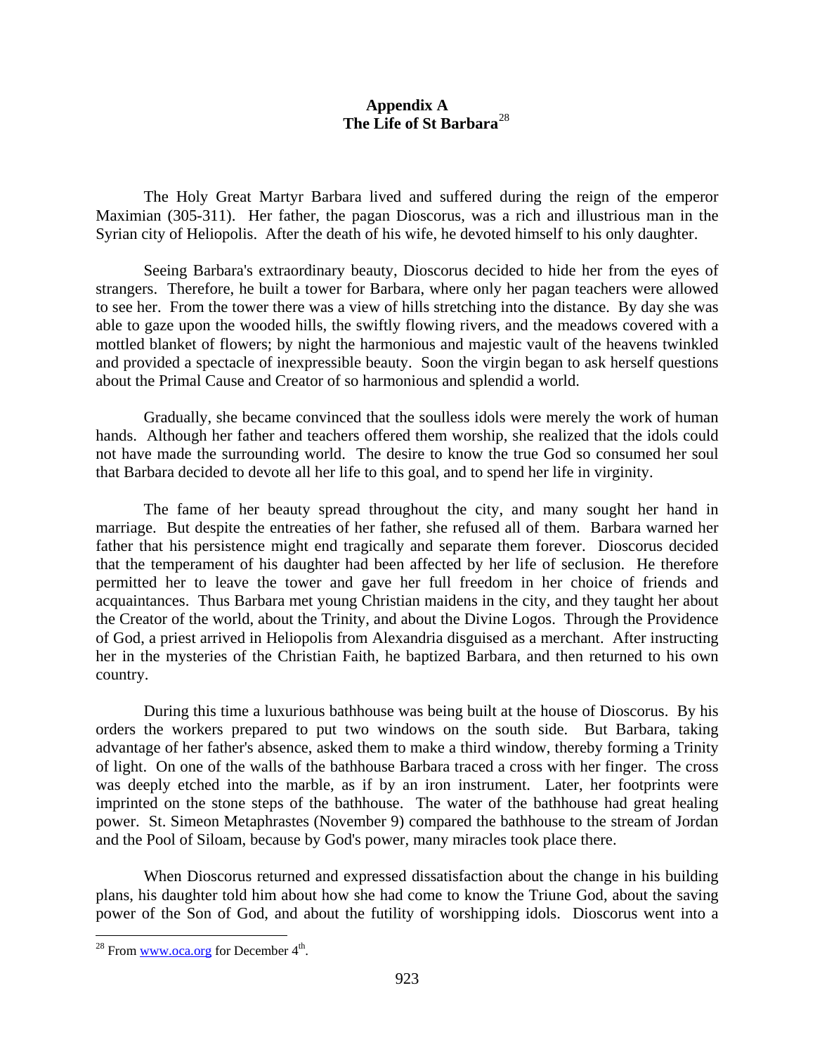# Appendix A
## The Life of St Barbara[28]

The Holy Great Martyr Barbara lived and suffered during the reign of the emperor Maximian (305-311). Her father, the pagan Dioscorus, was a rich and illustrious man in the Syrian city of Heliopolis. After the death of his wife, he devoted himself to his only daughter.

Seeing Barbara's extraordinary beauty, Dioscorus decided to hide her from the eyes of strangers. Therefore, he built a tower for Barbara, where only her pagan teachers were allowed to see her. From the tower there was a view of hills stretching into the distance. By day she was able to gaze upon the wooded hills, the swiftly flowing rivers, and the meadows covered with a mottled blanket of flowers; by night the harmonious and majestic vault of the heavens twinkled and provided a spectacle of inexpressible beauty. Soon the virgin began to ask herself questions about the Primal Cause and Creator of so harmonious and splendid a world.

Gradually, she became convinced that the soulless idols were merely the work of human hands. Although her father and teachers offered them worship, she realized that the idols could not have made the surrounding world. The desire to know the true God so consumed her soul that Barbara decided to devote all her life to this goal, and to spend her life in virginity.

The fame of her beauty spread throughout the city, and many sought her hand in marriage. But despite the entreaties of her father, she refused all of them. Barbara warned her father that his persistence might end tragically and separate them forever. Dioscorus decided that the temperament of his daughter had been affected by her life of seclusion. He therefore permitted her to leave the tower and gave her full freedom in her choice of friends and acquaintances. Thus Barbara met young Christian maidens in the city, and they taught her about the Creator of the world, about the Trinity, and about the Divine Logos. Through the Providence of God, a priest arrived in Heliopolis from Alexandria disguised as a merchant. After instructing her in the mysteries of the Christian Faith, he baptized Barbara, and then returned to his own country.

During this time a luxurious bathhouse was being built at the house of Dioscorus. By his orders the workers prepared to put two windows on the south side. But Barbara, taking advantage of her father's absence, asked them to make a third window, thereby forming a Trinity of light. On one of the walls of the bathhouse Barbara traced a cross with her finger. The cross was deeply etched into the marble, as if by an iron instrument. Later, her footprints were imprinted on the stone steps of the bathhouse. The water of the bathhouse had great healing power. St. Simeon Metaphrastes (November 9) compared the bathhouse to the stream of Jordan and the Pool of Siloam, because by God's power, many miracles took place there.

When Dioscorus returned and expressed dissatisfaction about the change in his building plans, his daughter told him about how she had come to know the Triune God, about the saving power of the Son of God, and about the futility of worshipping idols. Dioscorus went into a

---

[28] From www.oca.org for December 4th.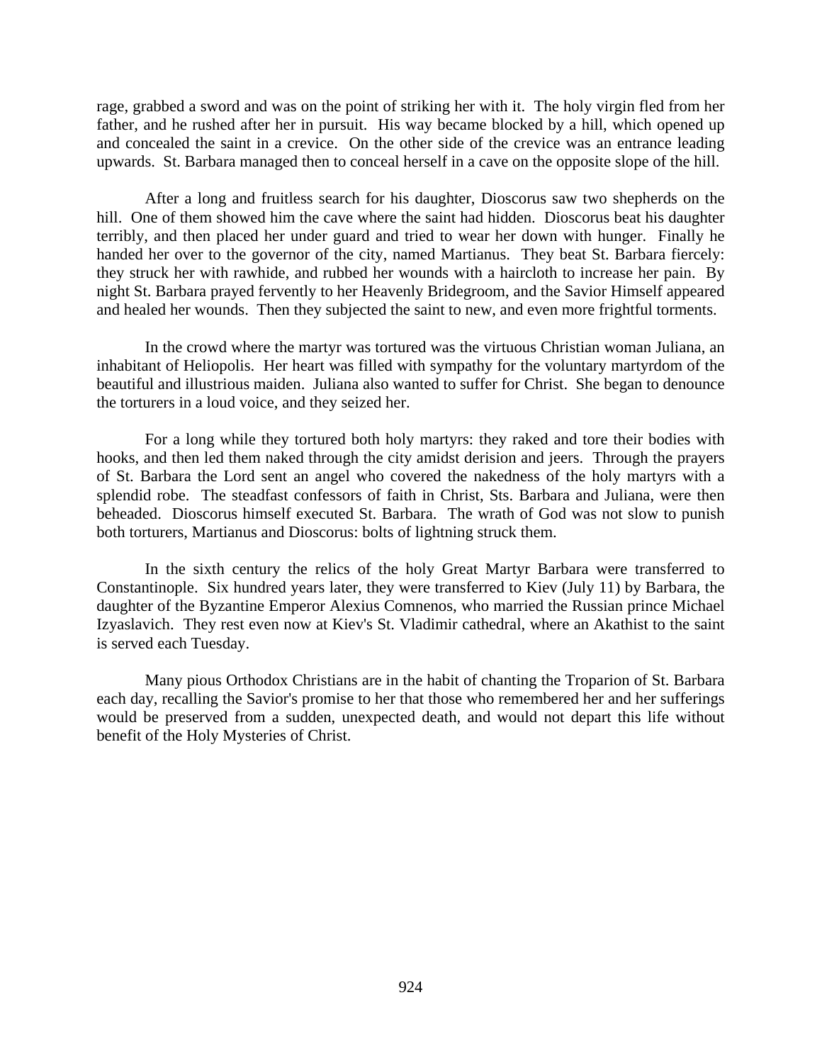rage, grabbed a sword and was on the point of striking her with it. The holy virgin fled from her father, and he rushed after her in pursuit. His way became blocked by a hill, which opened up and concealed the saint in a crevice. On the other side of the crevice was an entrance leading upwards. St. Barbara managed then to conceal herself in a cave on the opposite slope of the hill.

After a long and fruitless search for his daughter, Dioscorus saw two shepherds on the hill. One of them showed him the cave where the saint had hidden. Dioscorus beat his daughter terribly, and then placed her under guard and tried to wear her down with hunger. Finally he handed her over to the governor of the city, named Martianus. They beat St. Barbara fiercely: they struck her with rawhide, and rubbed her wounds with a haircloth to increase her pain. By night St. Barbara prayed fervently to her Heavenly Bridegroom, and the Savior Himself appeared and healed her wounds. Then they subjected the saint to new, and even more frightful torments.

In the crowd where the martyr was tortured was the virtuous Christian woman Juliana, an inhabitant of Heliopolis. Her heart was filled with sympathy for the voluntary martyrdom of the beautiful and illustrious maiden. Juliana also wanted to suffer for Christ. She began to denounce the torturers in a loud voice, and they seized her.

For a long while they tortured both holy martyrs: they raked and tore their bodies with hooks, and then led them naked through the city amidst derision and jeers. Through the prayers of St. Barbara the Lord sent an angel who covered the nakedness of the holy martyrs with a splendid robe. The steadfast confessors of faith in Christ, Sts. Barbara and Juliana, were then beheaded. Dioscorus himself executed St. Barbara. The wrath of God was not slow to punish both torturers, Martianus and Dioscorus: bolts of lightning struck them.

In the sixth century the relics of the holy Great Martyr Barbara were transferred to Constantinople. Six hundred years later, they were transferred to Kiev (July 11) by Barbara, the daughter of the Byzantine Emperor Alexius Comnenos, who married the Russian prince Michael Izyaslavich. They rest even now at Kiev's St. Vladimir cathedral, where an Akathist to the saint is served each Tuesday.

Many pious Orthodox Christians are in the habit of chanting the Troparion of St. Barbara each day, recalling the Savior's promise to her that those who remembered her and her sufferings would be preserved from a sudden, unexpected death, and would not depart this life without benefit of the Holy Mysteries of Christ.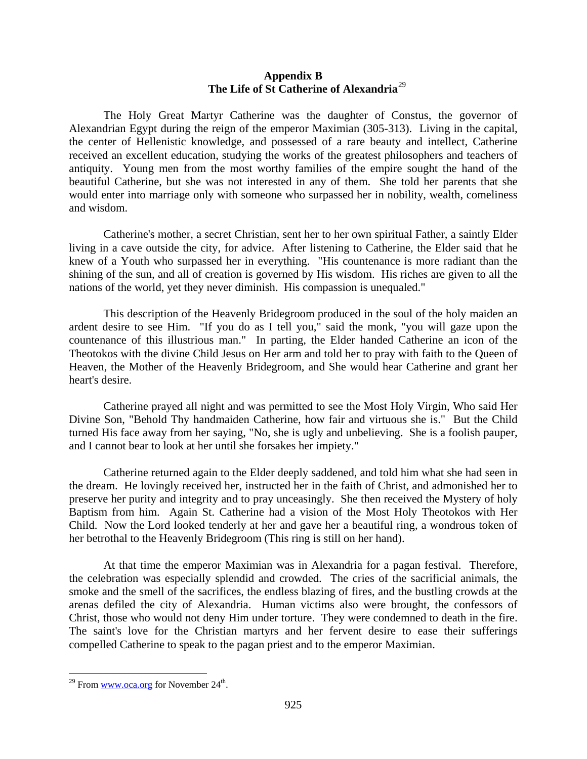## Appendix B
## The Life of St Catherine of Alexandria[29]

The Holy Great Martyr Catherine was the daughter of Constus, the governor of Alexandrian Egypt during the reign of the emperor Maximian (305-313). Living in the capital, the center of Hellenistic knowledge, and possessed of a rare beauty and intellect, Catherine received an excellent education, studying the works of the greatest philosophers and teachers of antiquity. Young men from the most worthy families of the empire sought the hand of the beautiful Catherine, but she was not interested in any of them. She told her parents that she would enter into marriage only with someone who surpassed her in nobility, wealth, comeliness and wisdom.

Catherine's mother, a secret Christian, sent her to her own spiritual Father, a saintly Elder living in a cave outside the city, for advice. After listening to Catherine, the Elder said that he knew of a Youth who surpassed her in everything. "His countenance is more radiant than the shining of the sun, and all of creation is governed by His wisdom. His riches are given to all the nations of the world, yet they never diminish. His compassion is unequaled."

This description of the Heavenly Bridegroom produced in the soul of the holy maiden an ardent desire to see Him. "If you do as I tell you," said the monk, "you will gaze upon the countenance of this illustrious man." In parting, the Elder handed Catherine an icon of the Theotokos with the divine Child Jesus on Her arm and told her to pray with faith to the Queen of Heaven, the Mother of the Heavenly Bridegroom, and She would hear Catherine and grant her heart's desire.

Catherine prayed all night and was permitted to see the Most Holy Virgin, Who said Her Divine Son, "Behold Thy handmaiden Catherine, how fair and virtuous she is." But the Child turned His face away from her saying, "No, she is ugly and unbelieving. She is a foolish pauper, and I cannot bear to look at her until she forsakes her impiety."

Catherine returned again to the Elder deeply saddened, and told him what she had seen in the dream. He lovingly received her, instructed her in the faith of Christ, and admonished her to preserve her purity and integrity and to pray unceasingly. She then received the Mystery of holy Baptism from him. Again St. Catherine had a vision of the Most Holy Theotokos with Her Child. Now the Lord looked tenderly at her and gave her a beautiful ring, a wondrous token of her betrothal to the Heavenly Bridegroom (This ring is still on her hand).

At that time the emperor Maximian was in Alexandria for a pagan festival. Therefore, the celebration was especially splendid and crowded. The cries of the sacrificial animals, the smoke and the smell of the sacrifices, the endless blazing of fires, and the bustling crowds at the arenas defiled the city of Alexandria. Human victims also were brought, the confessors of Christ, those who would not deny Him under torture. They were condemned to death in the fire. The saint's love for the Christian martyrs and her fervent desire to ease their sufferings compelled Catherine to speak to the pagan priest and to the emperor Maximian.

---

[29] From www.oca.org for November 24th.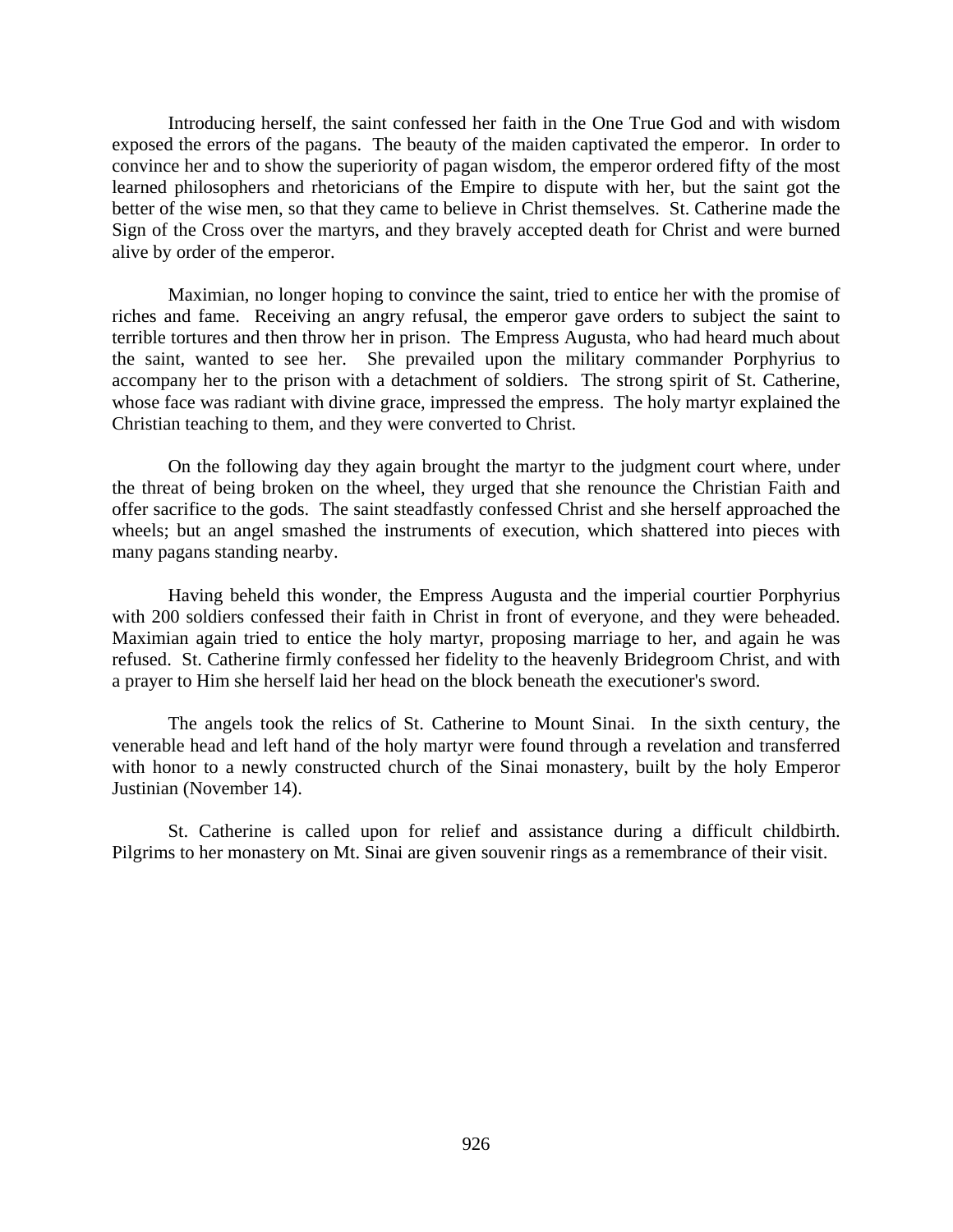Introducing herself, the saint confessed her faith in the One True God and with wisdom exposed the errors of the pagans. The beauty of the maiden captivated the emperor. In order to convince her and to show the superiority of pagan wisdom, the emperor ordered fifty of the most learned philosophers and rhetoricians of the Empire to dispute with her, but the saint got the better of the wise men, so that they came to believe in Christ themselves. St. Catherine made the Sign of the Cross over the martyrs, and they bravely accepted death for Christ and were burned alive by order of the emperor.

Maximian, no longer hoping to convince the saint, tried to entice her with the promise of riches and fame. Receiving an angry refusal, the emperor gave orders to subject the saint to terrible tortures and then throw her in prison. The Empress Augusta, who had heard much about the saint, wanted to see her. She prevailed upon the military commander Porphyrius to accompany her to the prison with a detachment of soldiers. The strong spirit of St. Catherine, whose face was radiant with divine grace, impressed the empress. The holy martyr explained the Christian teaching to them, and they were converted to Christ.

On the following day they again brought the martyr to the judgment court where, under the threat of being broken on the wheel, they urged that she renounce the Christian Faith and offer sacrifice to the gods. The saint steadfastly confessed Christ and she herself approached the wheels; but an angel smashed the instruments of execution, which shattered into pieces with many pagans standing nearby.

Having beheld this wonder, the Empress Augusta and the imperial courtier Porphyrius with 200 soldiers confessed their faith in Christ in front of everyone, and they were beheaded. Maximian again tried to entice the holy martyr, proposing marriage to her, and again he was refused. St. Catherine firmly confessed her fidelity to the heavenly Bridegroom Christ, and with a prayer to Him she herself laid her head on the block beneath the executioner's sword.

The angels took the relics of St. Catherine to Mount Sinai. In the sixth century, the venerable head and left hand of the holy martyr were found through a revelation and transferred with honor to a newly constructed church of the Sinai monastery, built by the holy Emperor Justinian (November 14).

St. Catherine is called upon for relief and assistance during a difficult childbirth. Pilgrims to her monastery on Mt. Sinai are given souvenir rings as a remembrance of their visit.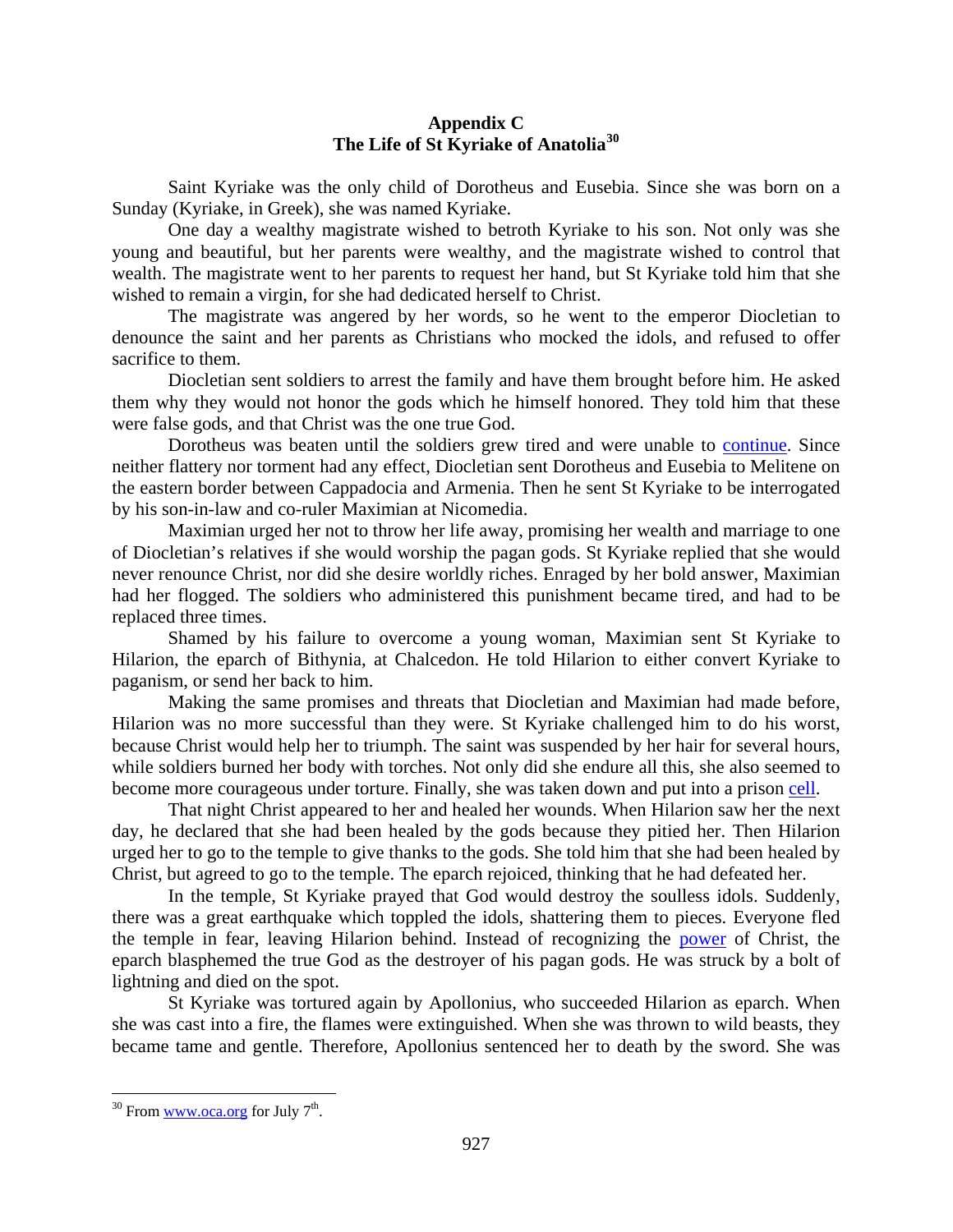## Appendix C
## The Life of St Kyriake of Anatolia[30]

Saint Kyriake was the only child of Dorotheus and Eusebia. Since she was born on a Sunday (Kyriake, in Greek), she was named Kyriake.

One day a wealthy magistrate wished to betroth Kyriake to his son. Not only was she young and beautiful, but her parents were wealthy, and the magistrate wished to control that wealth. The magistrate went to her parents to request her hand, but St Kyriake told him that she wished to remain a virgin, for she had dedicated herself to Christ.

The magistrate was angered by her words, so he went to the emperor Diocletian to denounce the saint and her parents as Christians who mocked the idols, and refused to offer sacrifice to them.

Diocletian sent soldiers to arrest the family and have them brought before him. He asked them why they would not honor the gods which he himself honored. They told him that these were false gods, and that Christ was the one true God.

Dorotheus was beaten until the soldiers grew tired and were unable to continue. Since neither flattery nor torment had any effect, Diocletian sent Dorotheus and Eusebia to Melitene on the eastern border between Cappadocia and Armenia. Then he sent St Kyriake to be interrogated by his son-in-law and co-ruler Maximian at Nicomedia.

Maximian urged her not to throw her life away, promising her wealth and marriage to one of Diocletian's relatives if she would worship the pagan gods. St Kyriake replied that she would never renounce Christ, nor did she desire worldly riches. Enraged by her bold answer, Maximian had her flogged. The soldiers who administered this punishment became tired, and had to be replaced three times.

Shamed by his failure to overcome a young woman, Maximian sent St Kyriake to Hilarion, the eparch of Bithynia, at Chalcedon. He told Hilarion to either convert Kyriake to paganism, or send her back to him.

Making the same promises and threats that Diocletian and Maximian had made before, Hilarion was no more successful than they were. St Kyriake challenged him to do his worst, because Christ would help her to triumph. The saint was suspended by her hair for several hours, while soldiers burned her body with torches. Not only did she endure all this, she also seemed to become more courageous under torture. Finally, she was taken down and put into a prison cell.

That night Christ appeared to her and healed her wounds. When Hilarion saw her the next day, he declared that she had been healed by the gods because they pitied her. Then Hilarion urged her to go to the temple to give thanks to the gods. She told him that she had been healed by Christ, but agreed to go to the temple. The eparch rejoiced, thinking that he had defeated her.

In the temple, St Kyriake prayed that God would destroy the soulless idols. Suddenly, there was a great earthquake which toppled the idols, shattering them to pieces. Everyone fled the temple in fear, leaving Hilarion behind. Instead of recognizing the power of Christ, the eparch blasphemed the true God as the destroyer of his pagan gods. He was struck by a bolt of lightning and died on the spot.

St Kyriake was tortured again by Apollonius, who succeeded Hilarion as eparch. When she was cast into a fire, the flames were extinguished. When she was thrown to wild beasts, they became tame and gentle. Therefore, Apollonius sentenced her to death by the sword. She was

---

[30] From www.oca.org for July 7th.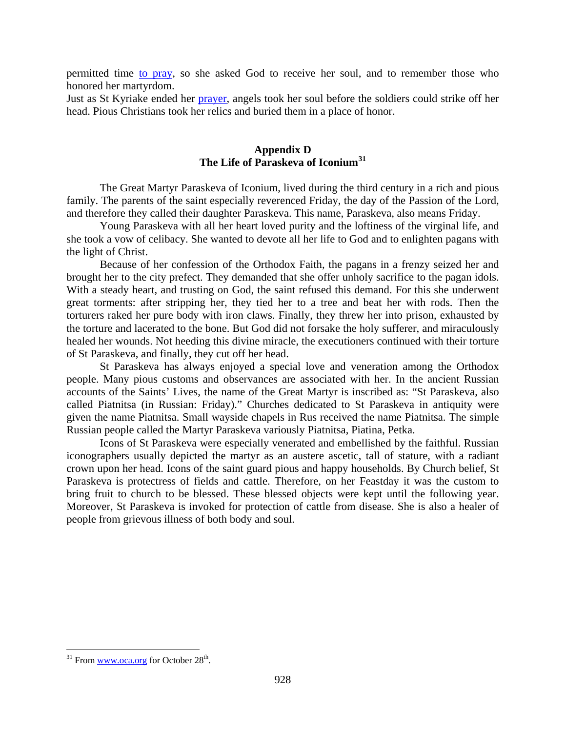permitted time to pray, so she asked God to receive her soul, and to remember those who honored her martyrdom.
Just as St Kyriake ended her prayer, angels took her soul before the soldiers could strike off her head. Pious Christians took her relics and buried them in a place of honor.

## Appendix D
## The Life of Paraskeva of Iconium[31]

The Great Martyr Paraskeva of Iconium, lived during the third century in a rich and pious family. The parents of the saint especially reverenced Friday, the day of the Passion of the Lord, and therefore they called their daughter Paraskeva. This name, Paraskeva, also means Friday.

Young Paraskeva with all her heart loved purity and the loftiness of the virginal life, and she took a vow of celibacy. She wanted to devote all her life to God and to enlighten pagans with the light of Christ.

Because of her confession of the Orthodox Faith, the pagans in a frenzy seized her and brought her to the city prefect. They demanded that she offer unholy sacrifice to the pagan idols. With a steady heart, and trusting on God, the saint refused this demand. For this she underwent great torments: after stripping her, they tied her to a tree and beat her with rods. Then the torturers raked her pure body with iron claws. Finally, they threw her into prison, exhausted by the torture and lacerated to the bone. But God did not forsake the holy sufferer, and miraculously healed her wounds. Not heeding this divine miracle, the executioners continued with their torture of St Paraskeva, and finally, they cut off her head.

St Paraskeva has always enjoyed a special love and veneration among the Orthodox people. Many pious customs and observances are associated with her. In the ancient Russian accounts of the Saints' Lives, the name of the Great Martyr is inscribed as: "St Paraskeva, also called Piatnitsa (in Russian: Friday)." Churches dedicated to St Paraskeva in antiquity were given the name Piatnitsa. Small wayside chapels in Rus received the name Piatnitsa. The simple Russian people called the Martyr Paraskeva variously Piatnitsa, Piatina, Petka.

Icons of St Paraskeva were especially venerated and embellished by the faithful. Russian iconographers usually depicted the martyr as an austere ascetic, tall of stature, with a radiant crown upon her head. Icons of the saint guard pious and happy households. By Church belief, St Paraskeva is protectress of fields and cattle. Therefore, on her Feastday it was the custom to bring fruit to church to be blessed. These blessed objects were kept until the following year. Moreover, St Paraskeva is invoked for protection of cattle from disease. She is also a healer of people from grievous illness of both body and soul.

---

[31] From www.oca.org for October 28th.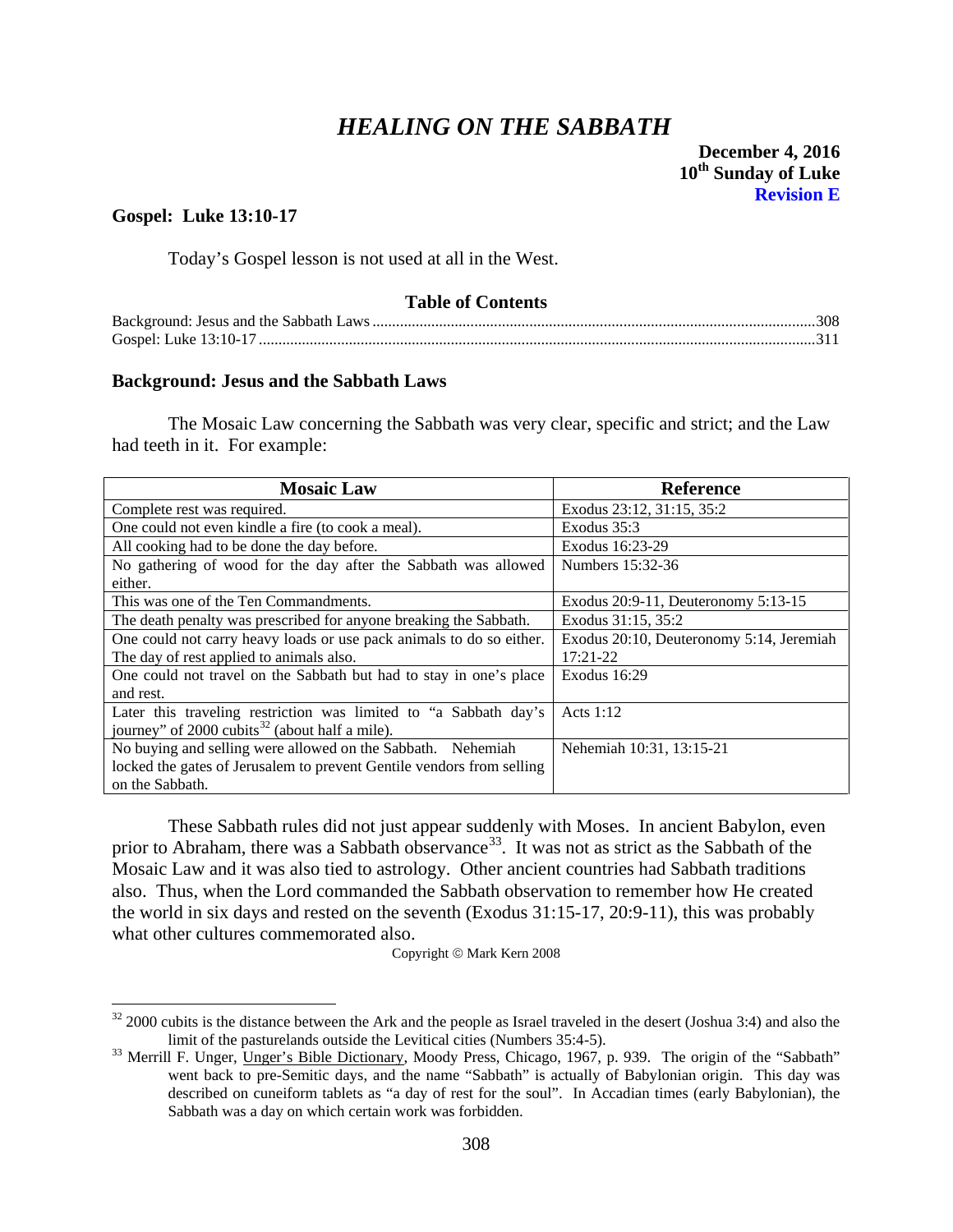# *HEALING ON THE SABBATH*

**December 4, 2016**
**10th Sunday of Luke**
**Revision E**

**Gospel: Luke 13:10-17**

Today's Gospel lesson is not used at all in the West.

**Table of Contents**

Background: Jesus and the Sabbath Laws ....................................................................308
Gospel: Luke 13:10-17 ....................................................................311

## Background: Jesus and the Sabbath Laws

The Mosaic Law concerning the Sabbath was very clear, specific and strict; and the Law had teeth in it. For example:

| Mosaic Law | Reference |
|---|---|
| Complete rest was required. | Exodus 23:12, 31:15, 35:2 |
| One could not even kindle a fire (to cook a meal). | Exodus 35:3 |
| All cooking had to be done the day before. | Exodus 16:23-29 |
| No gathering of wood for the day after the Sabbath was allowed either. | Numbers 15:32-36 |
| This was one of the Ten Commandments. | Exodus 20:9-11, Deuteronomy 5:13-15 |
| The death penalty was prescribed for anyone breaking the Sabbath. | Exodus 31:15, 35:2 |
| One could not carry heavy loads or use pack animals to do so either. The day of rest applied to animals also. | Exodus 20:10, Deuteronomy 5:14, Jeremiah 17:21-22 |
| One could not travel on the Sabbath but had to stay in one's place and rest. | Exodus 16:29 |
| Later this traveling restriction was limited to "a Sabbath day's journey" of 2000 cubits[32] (about half a mile). | Acts 1:12 |
| No buying and selling were allowed on the Sabbath. Nehemiah locked the gates of Jerusalem to prevent Gentile vendors from selling on the Sabbath. | Nehemiah 10:31, 13:15-21 |

These Sabbath rules did not just appear suddenly with Moses. In ancient Babylon, even prior to Abraham, there was a Sabbath observance[33]. It was not as strict as the Sabbath of the Mosaic Law and it was also tied to astrology. Other ancient countries had Sabbath traditions also. Thus, when the Lord commanded the Sabbath observation to remember how He created the world in six days and rested on the seventh (Exodus 31:15-17, 20:9-11), this was probably what other cultures commemorated also.

Copyright © Mark Kern 2008

---

[32] 2000 cubits is the distance between the Ark and the people as Israel traveled in the desert (Joshua 3:4) and also the limit of the pasturelands outside the Levitical cities (Numbers 35:4-5).

[33] Merrill F. Unger, Unger's Bible Dictionary, Moody Press, Chicago, 1967, p. 939. The origin of the "Sabbath" went back to pre-Semitic days, and the name "Sabbath" is actually of Babylonian origin. This day was described on cuneiform tablets as "a day of rest for the soul". In Accadian times (early Babylonian), the Sabbath was a day on which certain work was forbidden.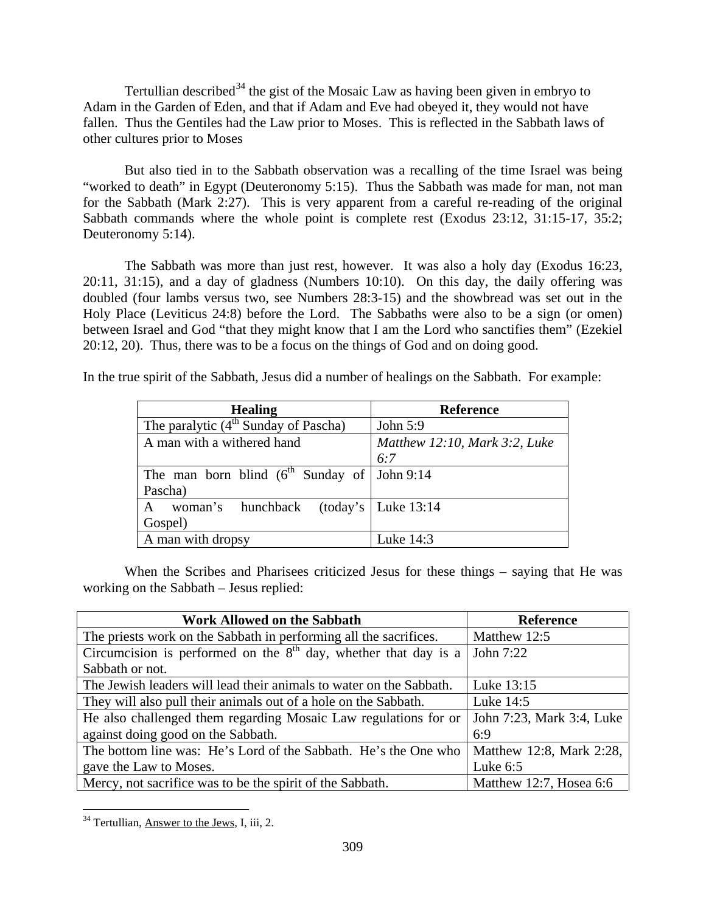Tertullian described[34] the gist of the Mosaic Law as having been given in embryo to Adam in the Garden of Eden, and that if Adam and Eve had obeyed it, they would not have fallen. Thus the Gentiles had the Law prior to Moses. This is reflected in the Sabbath laws of other cultures prior to Moses

But also tied in to the Sabbath observation was a recalling of the time Israel was being "worked to death" in Egypt (Deuteronomy 5:15). Thus the Sabbath was made for man, not man for the Sabbath (Mark 2:27). This is very apparent from a careful re-reading of the original Sabbath commands where the whole point is complete rest (Exodus 23:12, 31:15-17, 35:2; Deuteronomy 5:14).

The Sabbath was more than just rest, however. It was also a holy day (Exodus 16:23, 20:11, 31:15), and a day of gladness (Numbers 10:10). On this day, the daily offering was doubled (four lambs versus two, see Numbers 28:3-15) and the showbread was set out in the Holy Place (Leviticus 24:8) before the Lord. The Sabbaths were also to be a sign (or omen) between Israel and God "that they might know that I am the Lord who sanctifies them" (Ezekiel 20:12, 20). Thus, there was to be a focus on the things of God and on doing good.

In the true spirit of the Sabbath, Jesus did a number of healings on the Sabbath. For example:

| Healing | Reference |
| --- | --- |
| The paralytic (4th Sunday of Pascha) | John 5:9 |
| A man with a withered hand | *Matthew 12:10, Mark 3:2, Luke 6:7* |
| The man born blind (6th Sunday of Pascha) | John 9:14 |
| A woman's hunchback (today's Gospel) | Luke 13:14 |
| A man with dropsy | Luke 14:3 |

When the Scribes and Pharisees criticized Jesus for these things – saying that He was working on the Sabbath – Jesus replied:

| Work Allowed on the Sabbath | Reference |
| --- | --- |
| The priests work on the Sabbath in performing all the sacrifices. | Matthew 12:5 |
| Circumcision is performed on the 8th day, whether that day is a Sabbath or not. | John 7:22 |
| The Jewish leaders will lead their animals to water on the Sabbath. | Luke 13:15 |
| They will also pull their animals out of a hole on the Sabbath. | Luke 14:5 |
| He also challenged them regarding Mosaic Law regulations for or against doing good on the Sabbath. | John 7:23, Mark 3:4, Luke 6:9 |
| The bottom line was: He's Lord of the Sabbath. He's the One who gave the Law to Moses. | Matthew 12:8, Mark 2:28, Luke 6:5 |
| Mercy, not sacrifice was to be the spirit of the Sabbath. | Matthew 12:7, Hosea 6:6 |

[34] Tertullian, Answer to the Jews, I, iii, 2.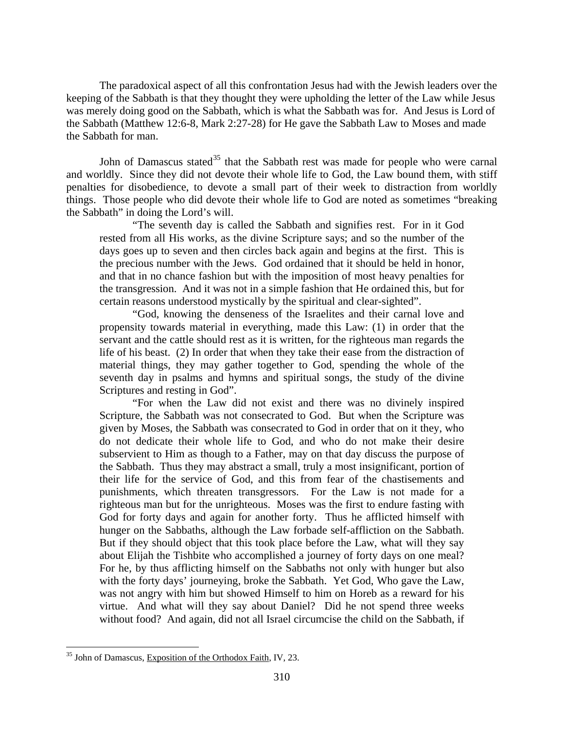The paradoxical aspect of all this confrontation Jesus had with the Jewish leaders over the keeping of the Sabbath is that they thought they were upholding the letter of the Law while Jesus was merely doing good on the Sabbath, which is what the Sabbath was for. And Jesus is Lord of the Sabbath (Matthew 12:6-8, Mark 2:27-28) for He gave the Sabbath Law to Moses and made the Sabbath for man.

John of Damascus stated[35] that the Sabbath rest was made for people who were carnal and worldly. Since they did not devote their whole life to God, the Law bound them, with stiff penalties for disobedience, to devote a small part of their week to distraction from worldly things. Those people who did devote their whole life to God are noted as sometimes "breaking the Sabbath" in doing the Lord's will.

> "The seventh day is called the Sabbath and signifies rest. For in it God rested from all His works, as the divine Scripture says; and so the number of the days goes up to seven and then circles back again and begins at the first. This is the precious number with the Jews. God ordained that it should be held in honor, and that in no chance fashion but with the imposition of most heavy penalties for the transgression. And it was not in a simple fashion that He ordained this, but for certain reasons understood mystically by the spiritual and clear-sighted".
>
> "God, knowing the denseness of the Israelites and their carnal love and propensity towards material in everything, made this Law: (1) in order that the servant and the cattle should rest as it is written, for the righteous man regards the life of his beast. (2) In order that when they take their ease from the distraction of material things, they may gather together to God, spending the whole of the seventh day in psalms and hymns and spiritual songs, the study of the divine Scriptures and resting in God".
>
> "For when the Law did not exist and there was no divinely inspired Scripture, the Sabbath was not consecrated to God. But when the Scripture was given by Moses, the Sabbath was consecrated to God in order that on it they, who do not dedicate their whole life to God, and who do not make their desire subservient to Him as though to a Father, may on that day discuss the purpose of the Sabbath. Thus they may abstract a small, truly a most insignificant, portion of their life for the service of God, and this from fear of the chastisements and punishments, which threaten transgressors. For the Law is not made for a righteous man but for the unrighteous. Moses was the first to endure fasting with God for forty days and again for another forty. Thus he afflicted himself with hunger on the Sabbaths, although the Law forbade self-affliction on the Sabbath. But if they should object that this took place before the Law, what will they say about Elijah the Tishbite who accomplished a journey of forty days on one meal? For he, by thus afflicting himself on the Sabbaths not only with hunger but also with the forty days' journeying, broke the Sabbath. Yet God, Who gave the Law, was not angry with him but showed Himself to him on Horeb as a reward for his virtue. And what will they say about Daniel? Did he not spend three weeks without food? And again, did not all Israel circumcise the child on the Sabbath, if

---

[35] John of Damascus, Exposition of the Orthodox Faith, IV, 23.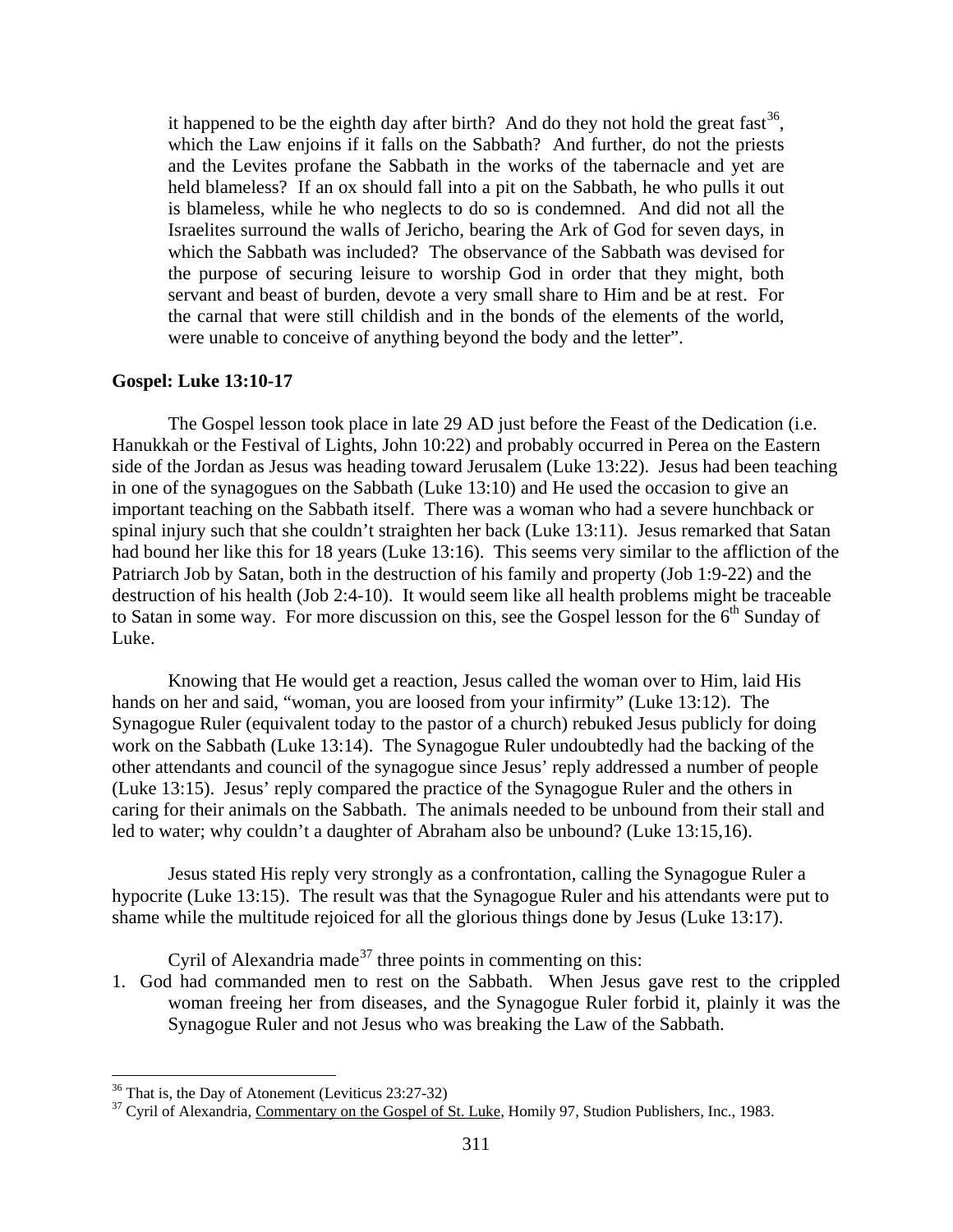> it happened to be the eighth day after birth? And do they not hold the great fast[36], which the Law enjoins if it falls on the Sabbath? And further, do not the priests and the Levites profane the Sabbath in the works of the tabernacle and yet are held blameless? If an ox should fall into a pit on the Sabbath, he who pulls it out is blameless, while he who neglects to do so is condemned. And did not all the Israelites surround the walls of Jericho, bearing the Ark of God for seven days, in which the Sabbath was included? The observance of the Sabbath was devised for the purpose of securing leisure to worship God in order that they might, both servant and beast of burden, devote a very small share to Him and be at rest. For the carnal that were still childish and in the bonds of the elements of the world, were unable to conceive of anything beyond the body and the letter".

**Gospel: Luke 13:10-17**

The Gospel lesson took place in late 29 AD just before the Feast of the Dedication (i.e. Hanukkah or the Festival of Lights, John 10:22) and probably occurred in Perea on the Eastern side of the Jordan as Jesus was heading toward Jerusalem (Luke 13:22). Jesus had been teaching in one of the synagogues on the Sabbath (Luke 13:10) and He used the occasion to give an important teaching on the Sabbath itself. There was a woman who had a severe hunchback or spinal injury such that she couldn't straighten her back (Luke 13:11). Jesus remarked that Satan had bound her like this for 18 years (Luke 13:16). This seems very similar to the affliction of the Patriarch Job by Satan, both in the destruction of his family and property (Job 1:9-22) and the destruction of his health (Job 2:4-10). It would seem like all health problems might be traceable to Satan in some way. For more discussion on this, see the Gospel lesson for the 6th Sunday of Luke.

Knowing that He would get a reaction, Jesus called the woman over to Him, laid His hands on her and said, "woman, you are loosed from your infirmity" (Luke 13:12). The Synagogue Ruler (equivalent today to the pastor of a church) rebuked Jesus publicly for doing work on the Sabbath (Luke 13:14). The Synagogue Ruler undoubtedly had the backing of the other attendants and council of the synagogue since Jesus' reply addressed a number of people (Luke 13:15). Jesus' reply compared the practice of the Synagogue Ruler and the others in caring for their animals on the Sabbath. The animals needed to be unbound from their stall and led to water; why couldn't a daughter of Abraham also be unbound? (Luke 13:15,16).

Jesus stated His reply very strongly as a confrontation, calling the Synagogue Ruler a hypocrite (Luke 13:15). The result was that the Synagogue Ruler and his attendants were put to shame while the multitude rejoiced for all the glorious things done by Jesus (Luke 13:17).

Cyril of Alexandria made[37] three points in commenting on this:

1. God had commanded men to rest on the Sabbath. When Jesus gave rest to the crippled woman freeing her from diseases, and the Synagogue Ruler forbid it, plainly it was the Synagogue Ruler and not Jesus who was breaking the Law of the Sabbath.

---

[36] That is, the Day of Atonement (Leviticus 23:27-32)

[37] Cyril of Alexandria, Commentary on the Gospel of St. Luke, Homily 97, Studion Publishers, Inc., 1983.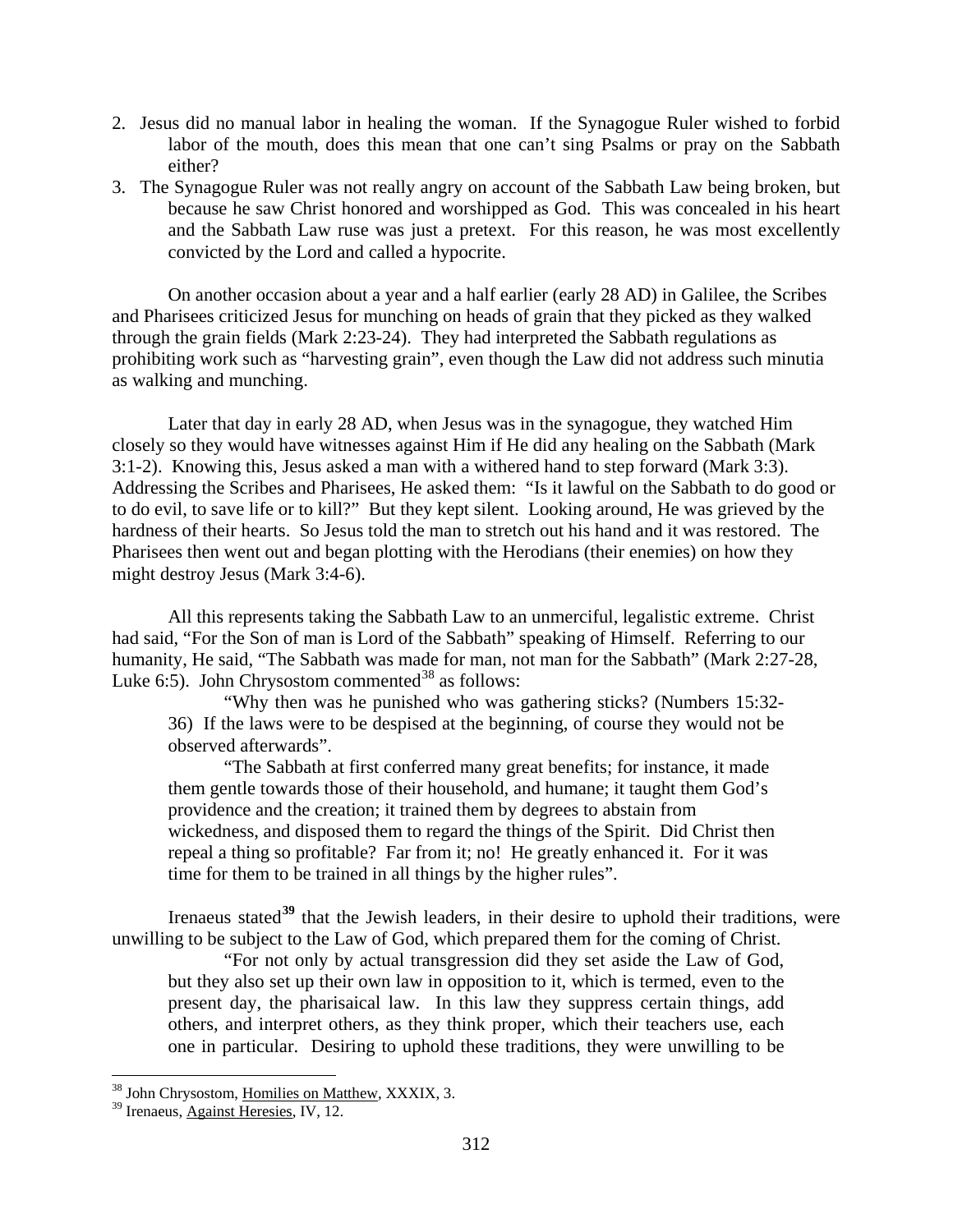2. Jesus did no manual labor in healing the woman. If the Synagogue Ruler wished to forbid labor of the mouth, does this mean that one can't sing Psalms or pray on the Sabbath either?
3. The Synagogue Ruler was not really angry on account of the Sabbath Law being broken, but because he saw Christ honored and worshipped as God. This was concealed in his heart and the Sabbath Law ruse was just a pretext. For this reason, he was most excellently convicted by the Lord and called a hypocrite.

On another occasion about a year and a half earlier (early 28 AD) in Galilee, the Scribes and Pharisees criticized Jesus for munching on heads of grain that they picked as they walked through the grain fields (Mark 2:23-24). They had interpreted the Sabbath regulations as prohibiting work such as "harvesting grain", even though the Law did not address such minutia as walking and munching.

Later that day in early 28 AD, when Jesus was in the synagogue, they watched Him closely so they would have witnesses against Him if He did any healing on the Sabbath (Mark 3:1-2). Knowing this, Jesus asked a man with a withered hand to step forward (Mark 3:3). Addressing the Scribes and Pharisees, He asked them: "Is it lawful on the Sabbath to do good or to do evil, to save life or to kill?" But they kept silent. Looking around, He was grieved by the hardness of their hearts. So Jesus told the man to stretch out his hand and it was restored. The Pharisees then went out and began plotting with the Herodians (their enemies) on how they might destroy Jesus (Mark 3:4-6).

All this represents taking the Sabbath Law to an unmerciful, legalistic extreme. Christ had said, "For the Son of man is Lord of the Sabbath" speaking of Himself. Referring to our humanity, He said, "The Sabbath was made for man, not man for the Sabbath" (Mark 2:27-28, Luke 6:5). John Chrysostom commented[38] as follows:

> "Why then was he punished who was gathering sticks? (Numbers 15:32-36) If the laws were to be despised at the beginning, of course they would not be observed afterwards".
>
> "The Sabbath at first conferred many great benefits; for instance, it made them gentle towards those of their household, and humane; it taught them God's providence and the creation; it trained them by degrees to abstain from wickedness, and disposed them to regard the things of the Spirit. Did Christ then repeal a thing so profitable? Far from it; no! He greatly enhanced it. For it was time for them to be trained in all things by the higher rules".

Irenaeus stated[39] that the Jewish leaders, in their desire to uphold their traditions, were unwilling to be subject to the Law of God, which prepared them for the coming of Christ.

> "For not only by actual transgression did they set aside the Law of God, but they also set up their own law in opposition to it, which is termed, even to the present day, the pharisaical law. In this law they suppress certain things, add others, and interpret others, as they think proper, which their teachers use, each one in particular. Desiring to uphold these traditions, they were unwilling to be

---

[38] John Chrysostom, Homilies on Matthew, XXXIX, 3.

[39] Irenaeus, Against Heresies, IV, 12.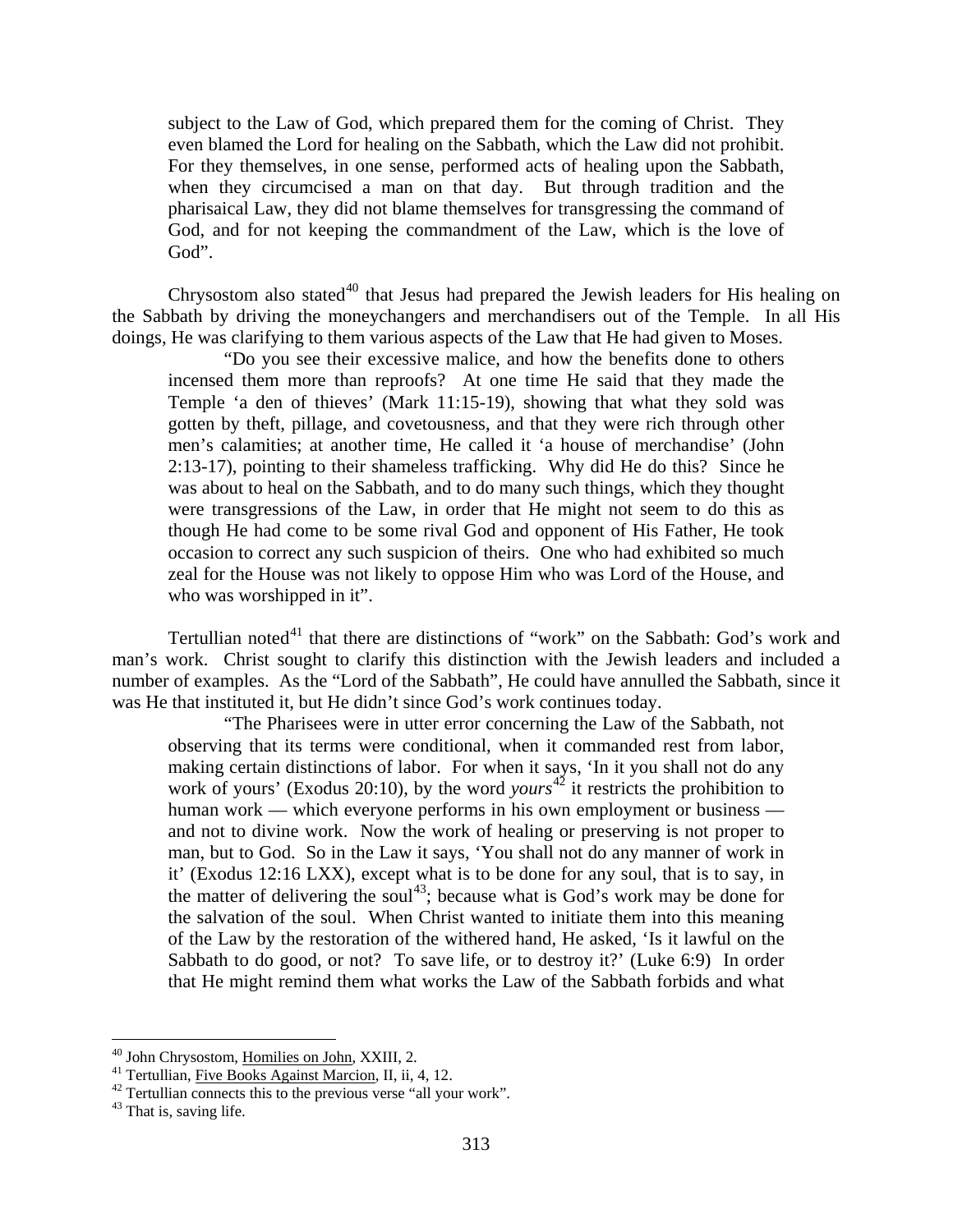> subject to the Law of God, which prepared them for the coming of Christ. They even blamed the Lord for healing on the Sabbath, which the Law did not prohibit. For they themselves, in one sense, performed acts of healing upon the Sabbath, when they circumcised a man on that day. But through tradition and the pharisaical Law, they did not blame themselves for transgressing the command of God, and for not keeping the commandment of the Law, which is the love of God".

Chrysostom also stated[40] that Jesus had prepared the Jewish leaders for His healing on the Sabbath by driving the moneychangers and merchandisers out of the Temple. In all His doings, He was clarifying to them various aspects of the Law that He had given to Moses.

> "Do you see their excessive malice, and how the benefits done to others incensed them more than reproofs? At one time He said that they made the Temple 'a den of thieves' (Mark 11:15-19), showing that what they sold was gotten by theft, pillage, and covetousness, and that they were rich through other men's calamities; at another time, He called it 'a house of merchandise' (John 2:13-17), pointing to their shameless trafficking. Why did He do this? Since he was about to heal on the Sabbath, and to do many such things, which they thought were transgressions of the Law, in order that He might not seem to do this as though He had come to be some rival God and opponent of His Father, He took occasion to correct any such suspicion of theirs. One who had exhibited so much zeal for the House was not likely to oppose Him who was Lord of the House, and who was worshipped in it".

Tertullian noted[41] that there are distinctions of "work" on the Sabbath: God's work and man's work. Christ sought to clarify this distinction with the Jewish leaders and included a number of examples. As the "Lord of the Sabbath", He could have annulled the Sabbath, since it was He that instituted it, but He didn't since God's work continues today.

> "The Pharisees were in utter error concerning the Law of the Sabbath, not observing that its terms were conditional, when it commanded rest from labor, making certain distinctions of labor. For when it says, 'In it you shall not do any work of yours' (Exodus 20:10), by the word *yours*[42] it restricts the prohibition to human work — which everyone performs in his own employment or business — and not to divine work. Now the work of healing or preserving is not proper to man, but to God. So in the Law it says, 'You shall not do any manner of work in it' (Exodus 12:16 LXX), except what is to be done for any soul, that is to say, in the matter of delivering the soul[43]; because what is God's work may be done for the salvation of the soul. When Christ wanted to initiate them into this meaning of the Law by the restoration of the withered hand, He asked, 'Is it lawful on the Sabbath to do good, or not? To save life, or to destroy it?' (Luke 6:9) In order that He might remind them what works the Law of the Sabbath forbids and what

---

[40] John Chrysostom, Homilies on John, XXIII, 2.

[41] Tertullian, Five Books Against Marcion, II, ii, 4, 12.

[42] Tertullian connects this to the previous verse "all your work".

[43] That is, saving life.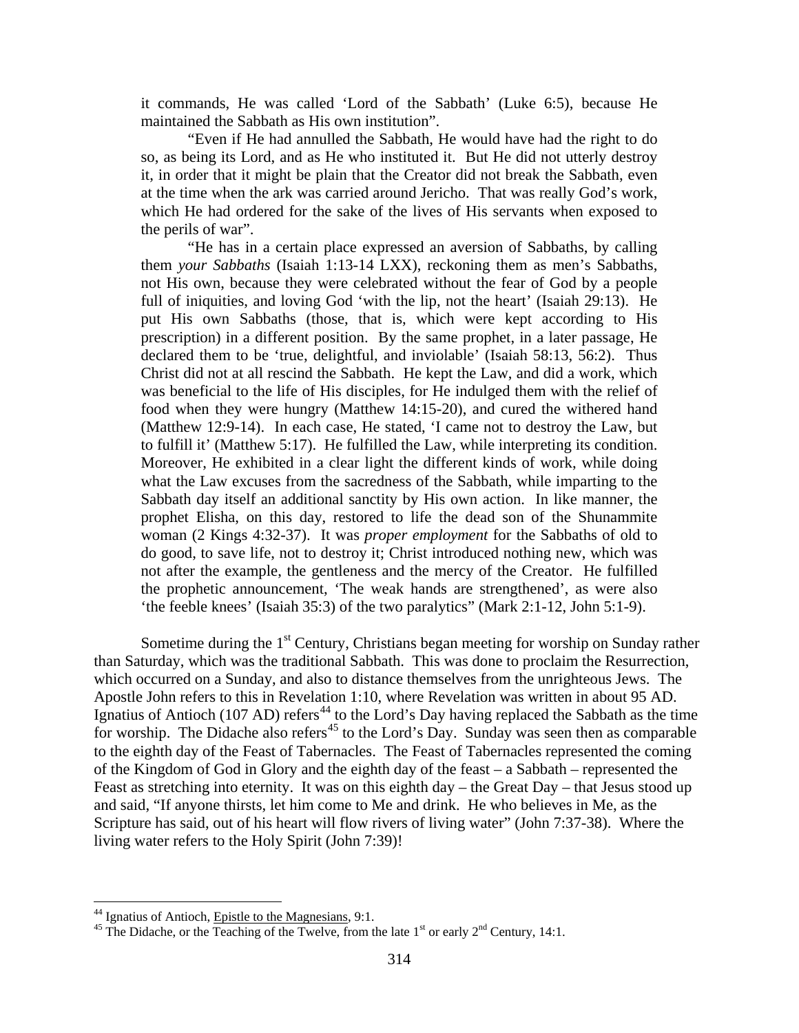it commands, He was called 'Lord of the Sabbath' (Luke 6:5), because He maintained the Sabbath as His own institution".

"Even if He had annulled the Sabbath, He would have had the right to do so, as being its Lord, and as He who instituted it. But He did not utterly destroy it, in order that it might be plain that the Creator did not break the Sabbath, even at the time when the ark was carried around Jericho. That was really God's work, which He had ordered for the sake of the lives of His servants when exposed to the perils of war".

"He has in a certain place expressed an aversion of Sabbaths, by calling them *your Sabbaths* (Isaiah 1:13-14 LXX), reckoning them as men's Sabbaths, not His own, because they were celebrated without the fear of God by a people full of iniquities, and loving God 'with the lip, not the heart' (Isaiah 29:13). He put His own Sabbaths (those, that is, which were kept according to His prescription) in a different position. By the same prophet, in a later passage, He declared them to be 'true, delightful, and inviolable' (Isaiah 58:13, 56:2). Thus Christ did not at all rescind the Sabbath. He kept the Law, and did a work, which was beneficial to the life of His disciples, for He indulged them with the relief of food when they were hungry (Matthew 14:15-20), and cured the withered hand (Matthew 12:9-14). In each case, He stated, 'I came not to destroy the Law, but to fulfill it' (Matthew 5:17). He fulfilled the Law, while interpreting its condition. Moreover, He exhibited in a clear light the different kinds of work, while doing what the Law excuses from the sacredness of the Sabbath, while imparting to the Sabbath day itself an additional sanctity by His own action. In like manner, the prophet Elisha, on this day, restored to life the dead son of the Shunammite woman (2 Kings 4:32-37). It was *proper employment* for the Sabbaths of old to do good, to save life, not to destroy it; Christ introduced nothing new, which was not after the example, the gentleness and the mercy of the Creator. He fulfilled the prophetic announcement, 'The weak hands are strengthened', as were also 'the feeble knees' (Isaiah 35:3) of the two paralytics" (Mark 2:1-12, John 5:1-9).

Sometime during the 1st Century, Christians began meeting for worship on Sunday rather than Saturday, which was the traditional Sabbath. This was done to proclaim the Resurrection, which occurred on a Sunday, and also to distance themselves from the unrighteous Jews. The Apostle John refers to this in Revelation 1:10, where Revelation was written in about 95 AD. Ignatius of Antioch (107 AD) refers[44] to the Lord's Day having replaced the Sabbath as the time for worship. The Didache also refers[45] to the Lord's Day. Sunday was seen then as comparable to the eighth day of the Feast of Tabernacles. The Feast of Tabernacles represented the coming of the Kingdom of God in Glory and the eighth day of the feast – a Sabbath – represented the Feast as stretching into eternity. It was on this eighth day – the Great Day – that Jesus stood up and said, "If anyone thirsts, let him come to Me and drink. He who believes in Me, as the Scripture has said, out of his heart will flow rivers of living water" (John 7:37-38). Where the living water refers to the Holy Spirit (John 7:39)!

---

[44] Ignatius of Antioch, Epistle to the Magnesians, 9:1.

[45] The Didache, or the Teaching of the Twelve, from the late 1st or early 2nd Century, 14:1.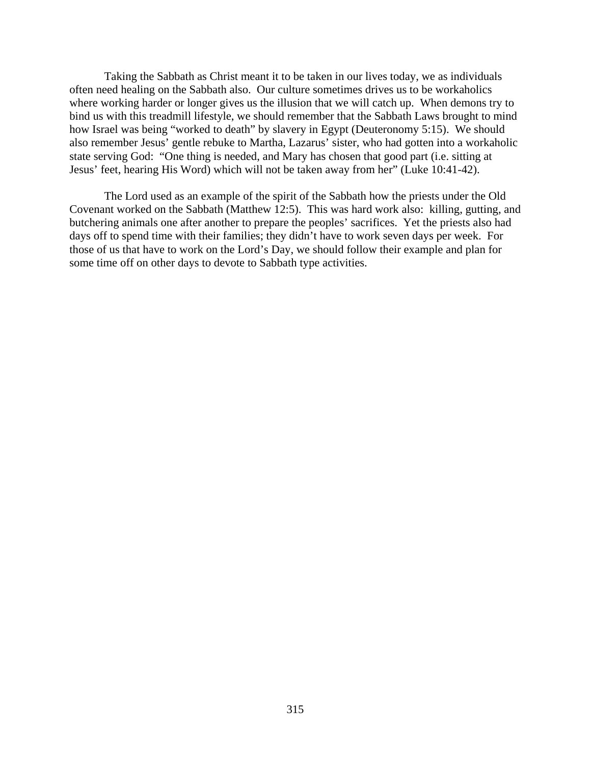Taking the Sabbath as Christ meant it to be taken in our lives today, we as individuals often need healing on the Sabbath also. Our culture sometimes drives us to be workaholics where working harder or longer gives us the illusion that we will catch up. When demons try to bind us with this treadmill lifestyle, we should remember that the Sabbath Laws brought to mind how Israel was being "worked to death" by slavery in Egypt (Deuteronomy 5:15). We should also remember Jesus' gentle rebuke to Martha, Lazarus' sister, who had gotten into a workaholic state serving God: "One thing is needed, and Mary has chosen that good part (i.e. sitting at Jesus' feet, hearing His Word) which will not be taken away from her" (Luke 10:41-42).

The Lord used as an example of the spirit of the Sabbath how the priests under the Old Covenant worked on the Sabbath (Matthew 12:5). This was hard work also: killing, gutting, and butchering animals one after another to prepare the peoples' sacrifices. Yet the priests also had days off to spend time with their families; they didn't have to work seven days per week. For those of us that have to work on the Lord's Day, we should follow their example and plan for some time off on other days to devote to Sabbath type activities.